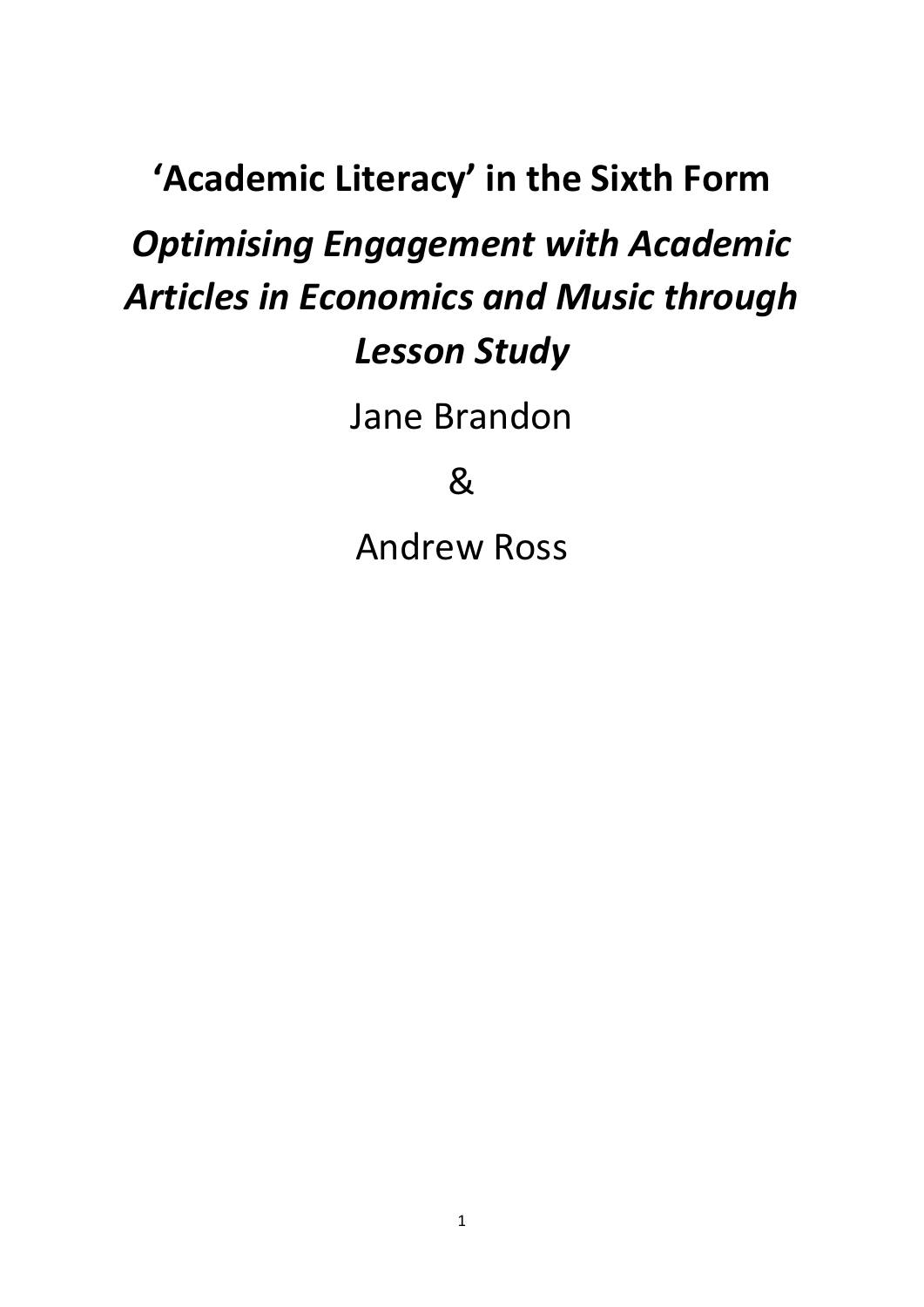# 'Academic Literacy' in the Sixth Form

## *Optimising Engagement with Academic Articles in Economics and Music through Lesson Study*

Jane Brandon

&

Andrew Ross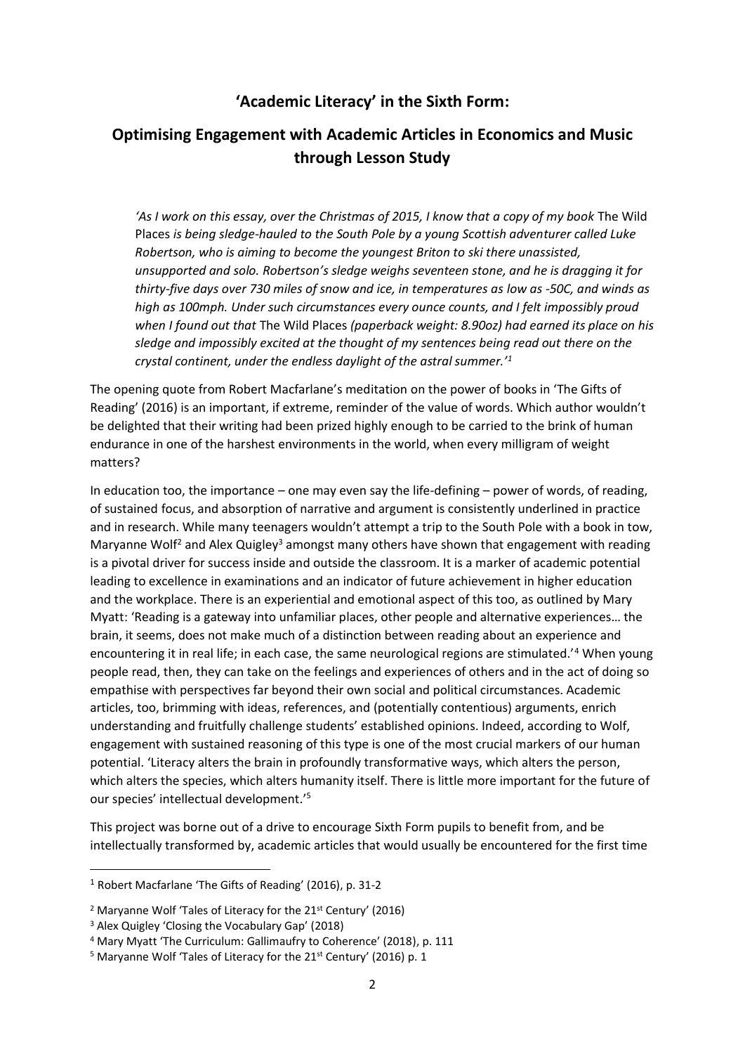## 'Academic Literacy' in the Sixth Form:

## Optimising Engagement with Academic Articles in Economics and Music through Lesson Study

> *'As I work on this essay, over the Christmas of 2015, I know that a copy of my book* The Wild Places *is being sledge-hauled to the South Pole by a young Scottish adventurer called Luke Robertson, who is aiming to become the youngest Briton to ski there unassisted, unsupported and solo. Robertson's sledge weighs seventeen stone, and he is dragging it for thirty-five days over 730 miles of snow and ice, in temperatures as low as -50C, and winds as high as 100mph. Under such circumstances every ounce counts, and I felt impossibly proud when I found out that* The Wild Places *(paperback weight: 8.90oz) had earned its place on his sledge and impossibly excited at the thought of my sentences being read out there on the crystal continent, under the endless daylight of the astral summer.'*[1]

The opening quote from Robert Macfarlane's meditation on the power of books in 'The Gifts of Reading' (2016) is an important, if extreme, reminder of the value of words. Which author wouldn't be delighted that their writing had been prized highly enough to be carried to the brink of human endurance in one of the harshest environments in the world, when every milligram of weight matters?

In education too, the importance – one may even say the life-defining – power of words, of reading, of sustained focus, and absorption of narrative and argument is consistently underlined in practice and in research. While many teenagers wouldn't attempt a trip to the South Pole with a book in tow, Maryanne Wolf[2] and Alex Quigley[3] amongst many others have shown that engagement with reading is a pivotal driver for success inside and outside the classroom. It is a marker of academic potential leading to excellence in examinations and an indicator of future achievement in higher education and the workplace. There is an experiential and emotional aspect of this too, as outlined by Mary Myatt: 'Reading is a gateway into unfamiliar places, other people and alternative experiences… the brain, it seems, does not make much of a distinction between reading about an experience and encountering it in real life; in each case, the same neurological regions are stimulated.'[4] When young people read, then, they can take on the feelings and experiences of others and in the act of doing so empathise with perspectives far beyond their own social and political circumstances. Academic articles, too, brimming with ideas, references, and (potentially contentious) arguments, enrich understanding and fruitfully challenge students' established opinions. Indeed, according to Wolf, engagement with sustained reasoning of this type is one of the most crucial markers of our human potential. 'Literacy alters the brain in profoundly transformative ways, which alters the person, which alters the species, which alters humanity itself. There is little more important for the future of our species' intellectual development.'[5]

This project was borne out of a drive to encourage Sixth Form pupils to benefit from, and be intellectually transformed by, academic articles that would usually be encountered for the first time

---

[1] Robert Macfarlane 'The Gifts of Reading' (2016), p. 31-2

[2] Maryanne Wolf 'Tales of Literacy for the 21st Century' (2016)

[3] Alex Quigley 'Closing the Vocabulary Gap' (2018)

[4] Mary Myatt 'The Curriculum: Gallimaufry to Coherence' (2018), p. 111

[5] Maryanne Wolf 'Tales of Literacy for the 21st Century' (2016) p. 1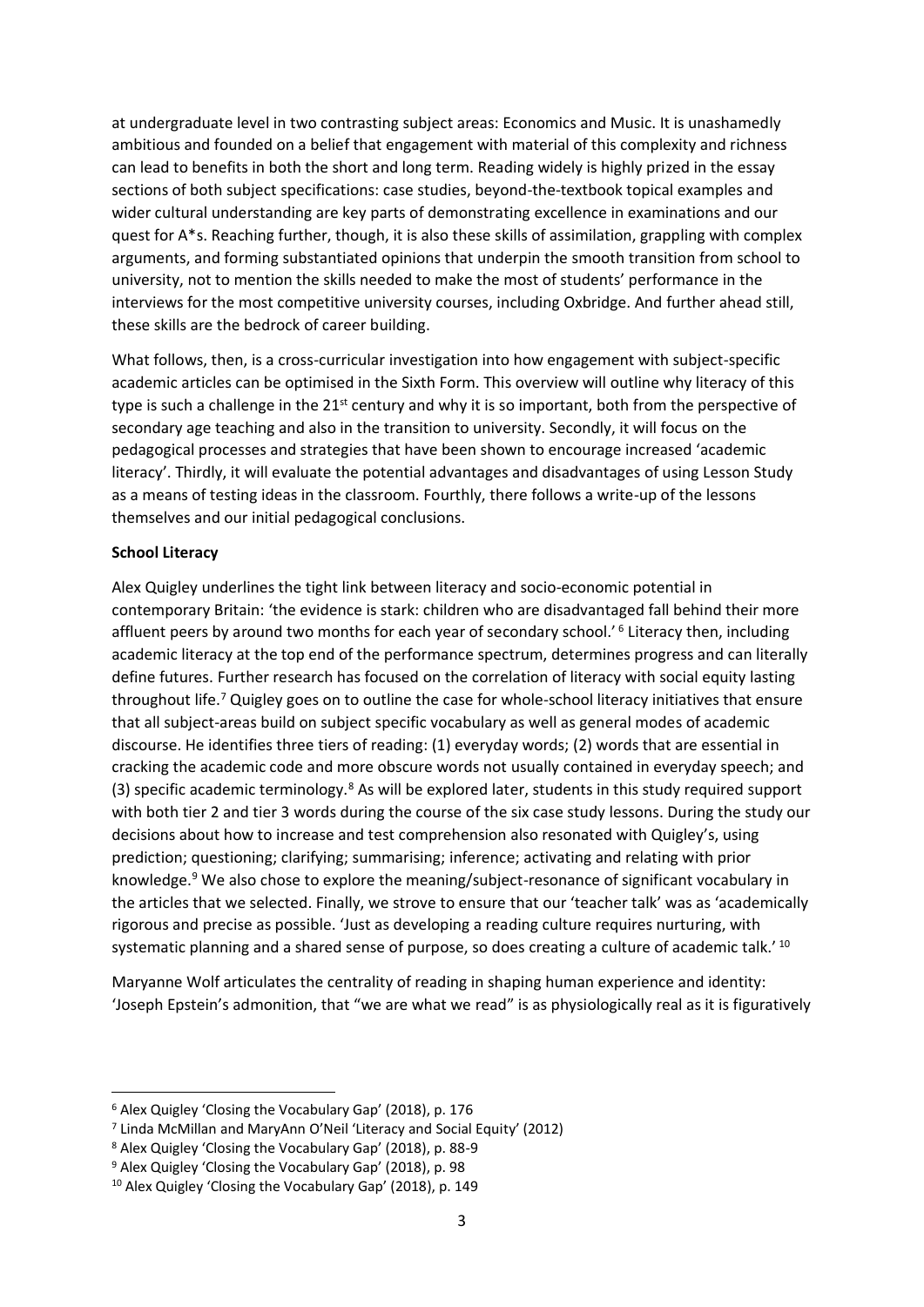at undergraduate level in two contrasting subject areas: Economics and Music. It is unashamedly ambitious and founded on a belief that engagement with material of this complexity and richness can lead to benefits in both the short and long term. Reading widely is highly prized in the essay sections of both subject specifications: case studies, beyond-the-textbook topical examples and wider cultural understanding are key parts of demonstrating excellence in examinations and our quest for A*s. Reaching further, though, it is also these skills of assimilation, grappling with complex arguments, and forming substantiated opinions that underpin the smooth transition from school to university, not to mention the skills needed to make the most of students' performance in the interviews for the most competitive university courses, including Oxbridge. And further ahead still, these skills are the bedrock of career building.

What follows, then, is a cross-curricular investigation into how engagement with subject-specific academic articles can be optimised in the Sixth Form. This overview will outline why literacy of this type is such a challenge in the 21st century and why it is so important, both from the perspective of secondary age teaching and also in the transition to university. Secondly, it will focus on the pedagogical processes and strategies that have been shown to encourage increased 'academic literacy'. Thirdly, it will evaluate the potential advantages and disadvantages of using Lesson Study as a means of testing ideas in the classroom. Fourthly, there follows a write-up of the lessons themselves and our initial pedagogical conclusions.

**School Literacy**

Alex Quigley underlines the tight link between literacy and socio-economic potential in contemporary Britain: 'the evidence is stark: children who are disadvantaged fall behind their more affluent peers by around two months for each year of secondary school.' [6] Literacy then, including academic literacy at the top end of the performance spectrum, determines progress and can literally define futures. Further research has focused on the correlation of literacy with social equity lasting throughout life.[7] Quigley goes on to outline the case for whole-school literacy initiatives that ensure that all subject-areas build on subject specific vocabulary as well as general modes of academic discourse. He identifies three tiers of reading: (1) everyday words; (2) words that are essential in cracking the academic code and more obscure words not usually contained in everyday speech; and (3) specific academic terminology.[8] As will be explored later, students in this study required support with both tier 2 and tier 3 words during the course of the six case study lessons. During the study our decisions about how to increase and test comprehension also resonated with Quigley's, using prediction; questioning; clarifying; summarising; inference; activating and relating with prior knowledge.[9] We also chose to explore the meaning/subject-resonance of significant vocabulary in the articles that we selected. Finally, we strove to ensure that our 'teacher talk' was as 'academically rigorous and precise as possible. 'Just as developing a reading culture requires nurturing, with systematic planning and a shared sense of purpose, so does creating a culture of academic talk.' [10]

Maryanne Wolf articulates the centrality of reading in shaping human experience and identity: 'Joseph Epstein's admonition, that "we are what we read" is as physiologically real as it is figuratively

[6] Alex Quigley 'Closing the Vocabulary Gap' (2018), p. 176

[7] Linda McMillan and MaryAnn O'Neil 'Literacy and Social Equity' (2012)

[8] Alex Quigley 'Closing the Vocabulary Gap' (2018), p. 88-9

[9] Alex Quigley 'Closing the Vocabulary Gap' (2018), p. 98

[10] Alex Quigley 'Closing the Vocabulary Gap' (2018), p. 149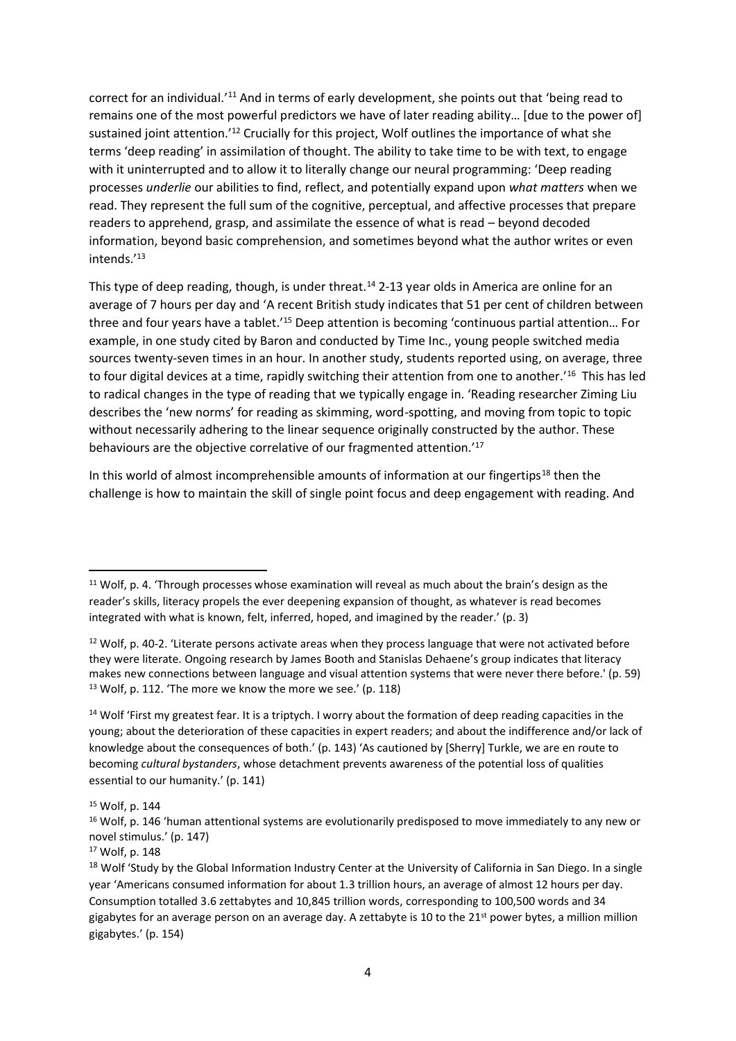correct for an individual.'[11] And in terms of early development, she points out that 'being read to remains one of the most powerful predictors we have of later reading ability… [due to the power of] sustained joint attention.'[12] Crucially for this project, Wolf outlines the importance of what she terms 'deep reading' in assimilation of thought. The ability to take time to be with text, to engage with it uninterrupted and to allow it to literally change our neural programming: 'Deep reading processes *underlie* our abilities to find, reflect, and potentially expand upon *what matters* when we read. They represent the full sum of the cognitive, perceptual, and affective processes that prepare readers to apprehend, grasp, and assimilate the essence of what is read – beyond decoded information, beyond basic comprehension, and sometimes beyond what the author writes or even intends.'[13]

This type of deep reading, though, is under threat.[14] 2-13 year olds in America are online for an average of 7 hours per day and 'A recent British study indicates that 51 per cent of children between three and four years have a tablet.'[15] Deep attention is becoming 'continuous partial attention… For example, in one study cited by Baron and conducted by Time Inc., young people switched media sources twenty-seven times in an hour. In another study, students reported using, on average, three to four digital devices at a time, rapidly switching their attention from one to another.'[16] This has led to radical changes in the type of reading that we typically engage in. 'Reading researcher Ziming Liu describes the 'new norms' for reading as skimming, word-spotting, and moving from topic to topic without necessarily adhering to the linear sequence originally constructed by the author. These behaviours are the objective correlative of our fragmented attention.'[17]

In this world of almost incomprehensible amounts of information at our fingertips[18] then the challenge is how to maintain the skill of single point focus and deep engagement with reading. And

---

[11] Wolf, p. 4. 'Through processes whose examination will reveal as much about the brain's design as the reader's skills, literacy propels the ever deepening expansion of thought, as whatever is read becomes integrated with what is known, felt, inferred, hoped, and imagined by the reader.' (p. 3)

[12] Wolf, p. 40-2. 'Literate persons activate areas when they process language that were not activated before they were literate. Ongoing research by James Booth and Stanislas Dehaene's group indicates that literacy makes new connections between language and visual attention systems that were never there before.' (p. 59)

[13] Wolf, p. 112. 'The more we know the more we see.' (p. 118)

[14] Wolf 'First my greatest fear. It is a triptych. I worry about the formation of deep reading capacities in the young; about the deterioration of these capacities in expert readers; and about the indifference and/or lack of knowledge about the consequences of both.' (p. 143) 'As cautioned by [Sherry] Turkle, we are en route to becoming *cultural bystanders*, whose detachment prevents awareness of the potential loss of qualities essential to our humanity.' (p. 141)

[15] Wolf, p. 144

[16] Wolf, p. 146 'human attentional systems are evolutionarily predisposed to move immediately to any new or novel stimulus.' (p. 147)

[17] Wolf, p. 148

[18] Wolf 'Study by the Global Information Industry Center at the University of California in San Diego. In a single year 'Americans consumed information for about 1.3 trillion hours, an average of almost 12 hours per day. Consumption totalled 3.6 zettabytes and 10,845 trillion words, corresponding to 100,500 words and 34 gigabytes for an average person on an average day. A zettabyte is 10 to the 21st power bytes, a million million gigabytes.' (p. 154)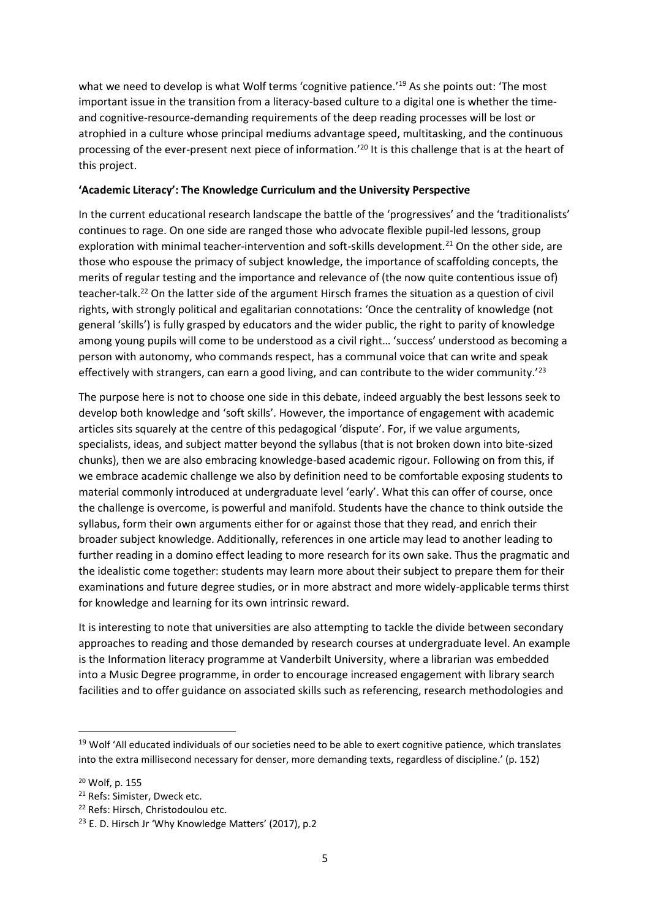what we need to develop is what Wolf terms 'cognitive patience.'[19] As she points out: 'The most important issue in the transition from a literacy-based culture to a digital one is whether the time- and cognitive-resource-demanding requirements of the deep reading processes will be lost or atrophied in a culture whose principal mediums advantage speed, multitasking, and the continuous processing of the ever-present next piece of information.'[20] It is this challenge that is at the heart of this project.

**'Academic Literacy': The Knowledge Curriculum and the University Perspective**

In the current educational research landscape the battle of the 'progressives' and the 'traditionalists' continues to rage. On one side are ranged those who advocate flexible pupil-led lessons, group exploration with minimal teacher-intervention and soft-skills development.[21] On the other side, are those who espouse the primacy of subject knowledge, the importance of scaffolding concepts, the merits of regular testing and the importance and relevance of (the now quite contentious issue of) teacher-talk.[22] On the latter side of the argument Hirsch frames the situation as a question of civil rights, with strongly political and egalitarian connotations: 'Once the centrality of knowledge (not general 'skills') is fully grasped by educators and the wider public, the right to parity of knowledge among young pupils will come to be understood as a civil right… 'success' understood as becoming a person with autonomy, who commands respect, has a communal voice that can write and speak effectively with strangers, can earn a good living, and can contribute to the wider community.'[23]

The purpose here is not to choose one side in this debate, indeed arguably the best lessons seek to develop both knowledge and 'soft skills'. However, the importance of engagement with academic articles sits squarely at the centre of this pedagogical 'dispute'. For, if we value arguments, specialists, ideas, and subject matter beyond the syllabus (that is not broken down into bite-sized chunks), then we are also embracing knowledge-based academic rigour. Following on from this, if we embrace academic challenge we also by definition need to be comfortable exposing students to material commonly introduced at undergraduate level 'early'. What this can offer of course, once the challenge is overcome, is powerful and manifold. Students have the chance to think outside the syllabus, form their own arguments either for or against those that they read, and enrich their broader subject knowledge. Additionally, references in one article may lead to another leading to further reading in a domino effect leading to more research for its own sake. Thus the pragmatic and the idealistic come together: students may learn more about their subject to prepare them for their examinations and future degree studies, or in more abstract and more widely-applicable terms thirst for knowledge and learning for its own intrinsic reward.

It is interesting to note that universities are also attempting to tackle the divide between secondary approaches to reading and those demanded by research courses at undergraduate level. An example is the Information literacy programme at Vanderbilt University, where a librarian was embedded into a Music Degree programme, in order to encourage increased engagement with library search facilities and to offer guidance on associated skills such as referencing, research methodologies and

---

[19] Wolf 'All educated individuals of our societies need to be able to exert cognitive patience, which translates into the extra millisecond necessary for denser, more demanding texts, regardless of discipline.' (p. 152)

[20] Wolf, p. 155

[21] Refs: Simister, Dweck etc.

[22] Refs: Hirsch, Christodoulou etc.

[23] E. D. Hirsch Jr 'Why Knowledge Matters' (2017), p.2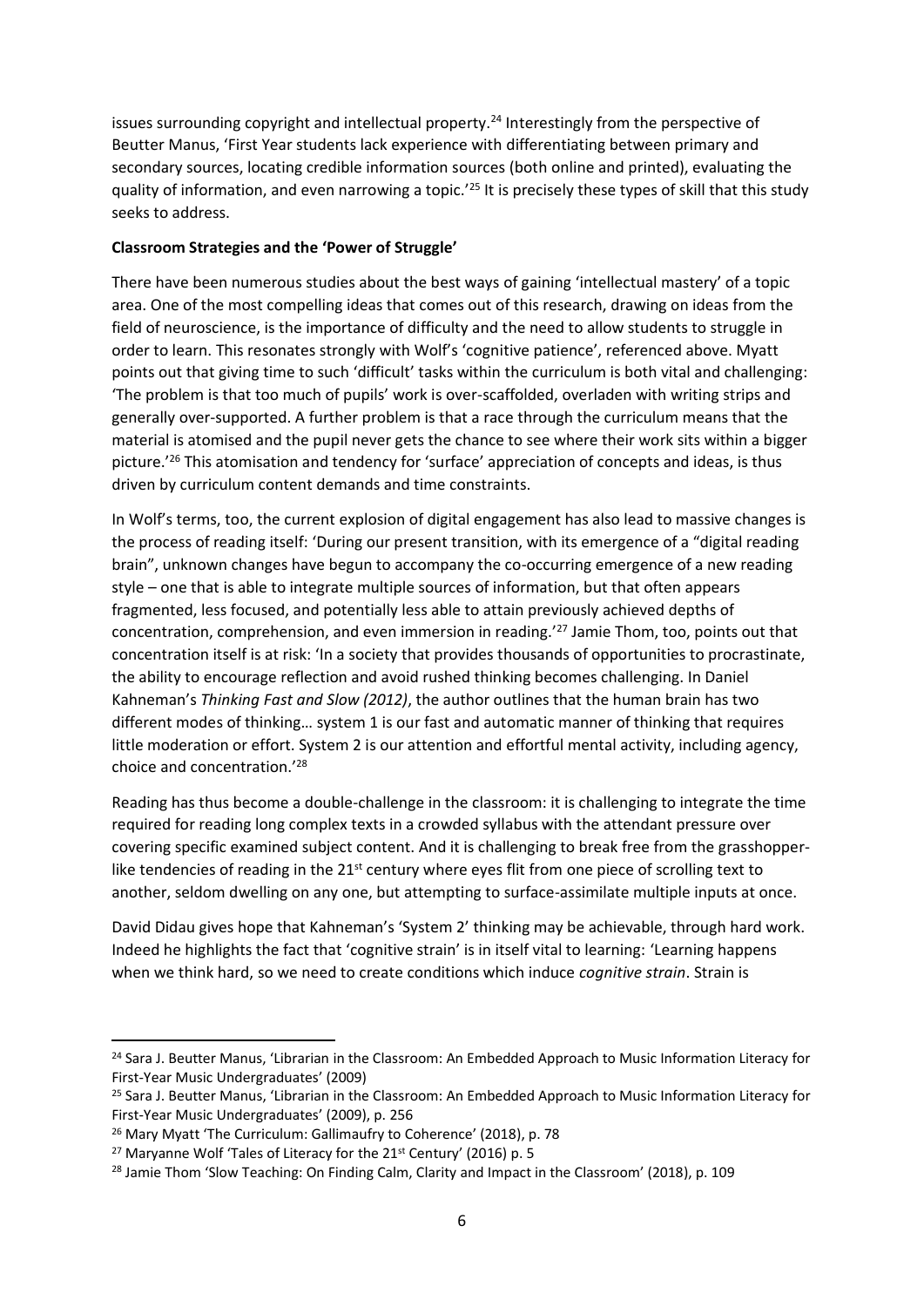issues surrounding copyright and intellectual property.[24] Interestingly from the perspective of Beutter Manus, 'First Year students lack experience with differentiating between primary and secondary sources, locating credible information sources (both online and printed), evaluating the quality of information, and even narrowing a topic.'[25] It is precisely these types of skill that this study seeks to address.

**Classroom Strategies and the 'Power of Struggle'**

There have been numerous studies about the best ways of gaining 'intellectual mastery' of a topic area. One of the most compelling ideas that comes out of this research, drawing on ideas from the field of neuroscience, is the importance of difficulty and the need to allow students to struggle in order to learn. This resonates strongly with Wolf's 'cognitive patience', referenced above. Myatt points out that giving time to such 'difficult' tasks within the curriculum is both vital and challenging: 'The problem is that too much of pupils' work is over-scaffolded, overladen with writing strips and generally over-supported. A further problem is that a race through the curriculum means that the material is atomised and the pupil never gets the chance to see where their work sits within a bigger picture.'[26] This atomisation and tendency for 'surface' appreciation of concepts and ideas, is thus driven by curriculum content demands and time constraints.

In Wolf's terms, too, the current explosion of digital engagement has also lead to massive changes is the process of reading itself: 'During our present transition, with its emergence of a "digital reading brain", unknown changes have begun to accompany the co-occurring emergence of a new reading style – one that is able to integrate multiple sources of information, but that often appears fragmented, less focused, and potentially less able to attain previously achieved depths of concentration, comprehension, and even immersion in reading.'[27] Jamie Thom, too, points out that concentration itself is at risk: 'In a society that provides thousands of opportunities to procrastinate, the ability to encourage reflection and avoid rushed thinking becomes challenging. In Daniel Kahneman's *Thinking Fast and Slow (2012)*, the author outlines that the human brain has two different modes of thinking… system 1 is our fast and automatic manner of thinking that requires little moderation or effort. System 2 is our attention and effortful mental activity, including agency, choice and concentration.'[28]

Reading has thus become a double-challenge in the classroom: it is challenging to integrate the time required for reading long complex texts in a crowded syllabus with the attendant pressure over covering specific examined subject content. And it is challenging to break free from the grasshopper-like tendencies of reading in the 21st century where eyes flit from one piece of scrolling text to another, seldom dwelling on any one, but attempting to surface-assimilate multiple inputs at once.

David Didau gives hope that Kahneman's 'System 2' thinking may be achievable, through hard work. Indeed he highlights the fact that 'cognitive strain' is in itself vital to learning: 'Learning happens when we think hard, so we need to create conditions which induce *cognitive strain*. Strain is

[24] Sara J. Beutter Manus, 'Librarian in the Classroom: An Embedded Approach to Music Information Literacy for First-Year Music Undergraduates' (2009)

[25] Sara J. Beutter Manus, 'Librarian in the Classroom: An Embedded Approach to Music Information Literacy for First-Year Music Undergraduates' (2009), p. 256

[26] Mary Myatt 'The Curriculum: Gallimaufry to Coherence' (2018), p. 78

[27] Maryanne Wolf 'Tales of Literacy for the 21st Century' (2016) p. 5

[28] Jamie Thom 'Slow Teaching: On Finding Calm, Clarity and Impact in the Classroom' (2018), p. 109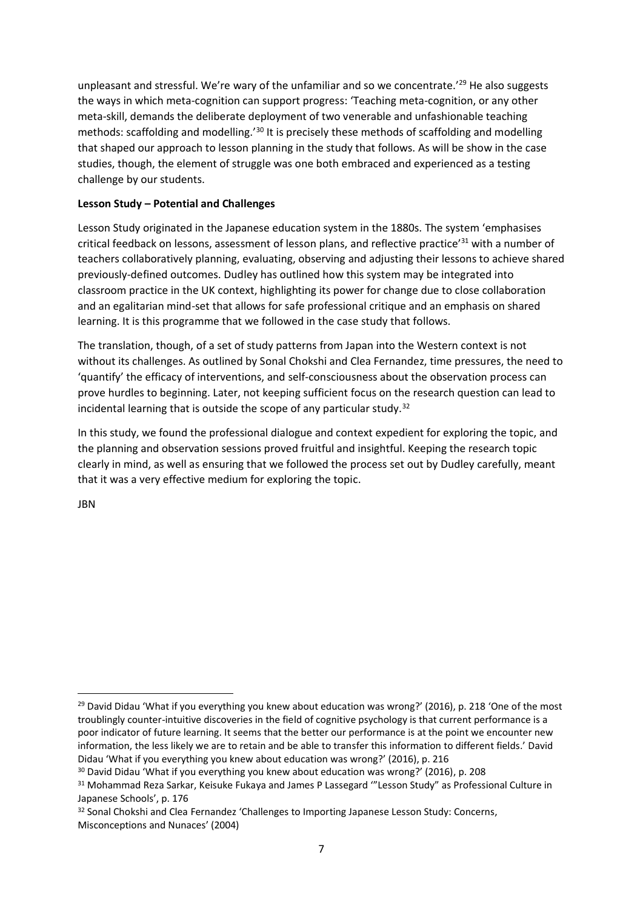unpleasant and stressful. We're wary of the unfamiliar and so we concentrate.'[29] He also suggests the ways in which meta-cognition can support progress: 'Teaching meta-cognition, or any other meta-skill, demands the deliberate deployment of two venerable and unfashionable teaching methods: scaffolding and modelling.'[30] It is precisely these methods of scaffolding and modelling that shaped our approach to lesson planning in the study that follows. As will be show in the case studies, though, the element of struggle was one both embraced and experienced as a testing challenge by our students.

**Lesson Study – Potential and Challenges**

Lesson Study originated in the Japanese education system in the 1880s. The system 'emphasises critical feedback on lessons, assessment of lesson plans, and reflective practice'[31] with a number of teachers collaboratively planning, evaluating, observing and adjusting their lessons to achieve shared previously-defined outcomes. Dudley has outlined how this system may be integrated into classroom practice in the UK context, highlighting its power for change due to close collaboration and an egalitarian mind-set that allows for safe professional critique and an emphasis on shared learning. It is this programme that we followed in the case study that follows.

The translation, though, of a set of study patterns from Japan into the Western context is not without its challenges. As outlined by Sonal Chokshi and Clea Fernandez, time pressures, the need to 'quantify' the efficacy of interventions, and self-consciousness about the observation process can prove hurdles to beginning. Later, not keeping sufficient focus on the research question can lead to incidental learning that is outside the scope of any particular study.[32]

In this study, we found the professional dialogue and context expedient for exploring the topic, and the planning and observation sessions proved fruitful and insightful. Keeping the research topic clearly in mind, as well as ensuring that we followed the process set out by Dudley carefully, meant that it was a very effective medium for exploring the topic.

JBN

---

[29] David Didau 'What if you everything you knew about education was wrong?' (2016), p. 218 'One of the most troublingly counter-intuitive discoveries in the field of cognitive psychology is that current performance is a poor indicator of future learning. It seems that the better our performance is at the point we encounter new information, the less likely we are to retain and be able to transfer this information to different fields.' David Didau 'What if you everything you knew about education was wrong?' (2016), p. 216

[30] David Didau 'What if you everything you knew about education was wrong?' (2016), p. 208

[31] Mohammad Reza Sarkar, Keisuke Fukaya and James P Lassegard '"Lesson Study" as Professional Culture in Japanese Schools', p. 176

[32] Sonal Chokshi and Clea Fernandez 'Challenges to Importing Japanese Lesson Study: Concerns, Misconceptions and Nunaces' (2004)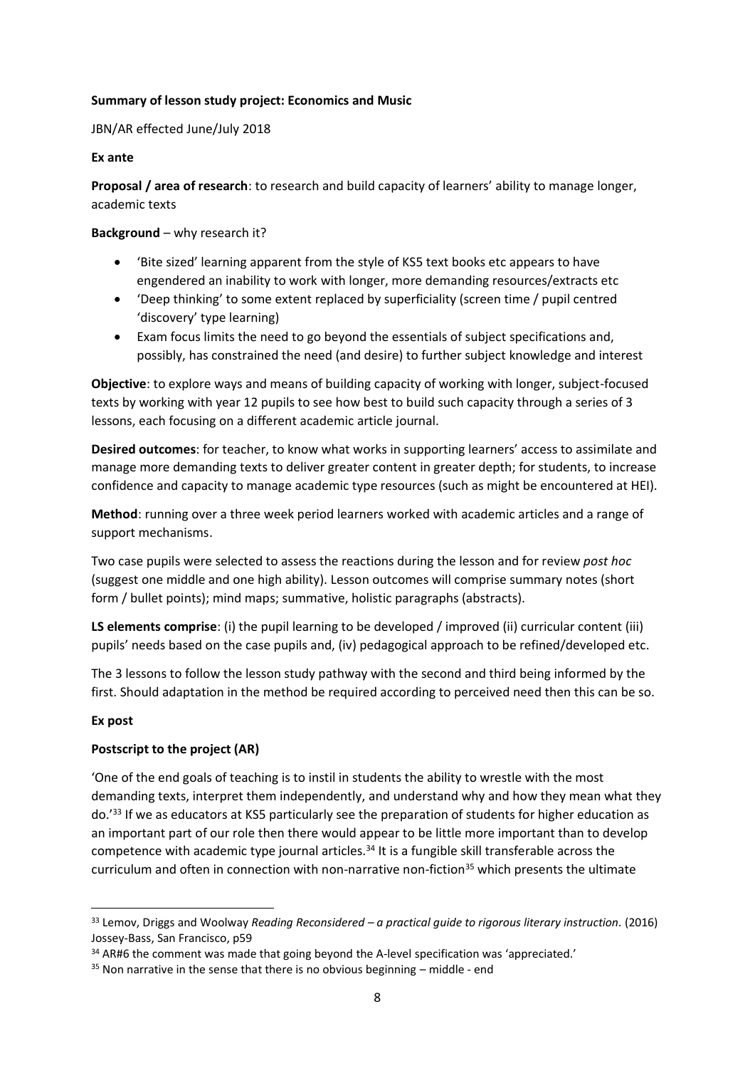**Summary of lesson study project: Economics and Music**

JBN/AR effected June/July 2018

**Ex ante**

**Proposal / area of research**: to research and build capacity of learners' ability to manage longer, academic texts

**Background** – why research it?

- 'Bite sized' learning apparent from the style of KS5 text books etc appears to have engendered an inability to work with longer, more demanding resources/extracts etc
- 'Deep thinking' to some extent replaced by superficiality (screen time / pupil centred 'discovery' type learning)
- Exam focus limits the need to go beyond the essentials of subject specifications and, possibly, has constrained the need (and desire) to further subject knowledge and interest

**Objective**: to explore ways and means of building capacity of working with longer, subject-focused texts by working with year 12 pupils to see how best to build such capacity through a series of 3 lessons, each focusing on a different academic article journal.

**Desired outcomes**: for teacher, to know what works in supporting learners' access to assimilate and manage more demanding texts to deliver greater content in greater depth; for students, to increase confidence and capacity to manage academic type resources (such as might be encountered at HEI).

**Method**: running over a three week period learners worked with academic articles and a range of support mechanisms.

Two case pupils were selected to assess the reactions during the lesson and for review *post hoc* (suggest one middle and one high ability). Lesson outcomes will comprise summary notes (short form / bullet points); mind maps; summative, holistic paragraphs (abstracts).

**LS elements comprise**: (i) the pupil learning to be developed / improved (ii) curricular content (iii) pupils' needs based on the case pupils and, (iv) pedagogical approach to be refined/developed etc.

The 3 lessons to follow the lesson study pathway with the second and third being informed by the first. Should adaptation in the method be required according to perceived need then this can be so.

**Ex post**

**Postscript to the project (AR)**

'One of the end goals of teaching is to instil in students the ability to wrestle with the most demanding texts, interpret them independently, and understand why and how they mean what they do.'[33] If we as educators at KS5 particularly see the preparation of students for higher education as an important part of our role then there would appear to be little more important than to develop competence with academic type journal articles.[34] It is a fungible skill transferable across the curriculum and often in connection with non-narrative non-fiction[35] which presents the ultimate

---

[33] Lemov, Driggs and Woolway *Reading Reconsidered – a practical guide to rigorous literary instruction.* (2016) Jossey-Bass, San Francisco, p59

[34] AR#6 the comment was made that going beyond the A-level specification was 'appreciated.'

[35] Non narrative in the sense that there is no obvious beginning – middle - end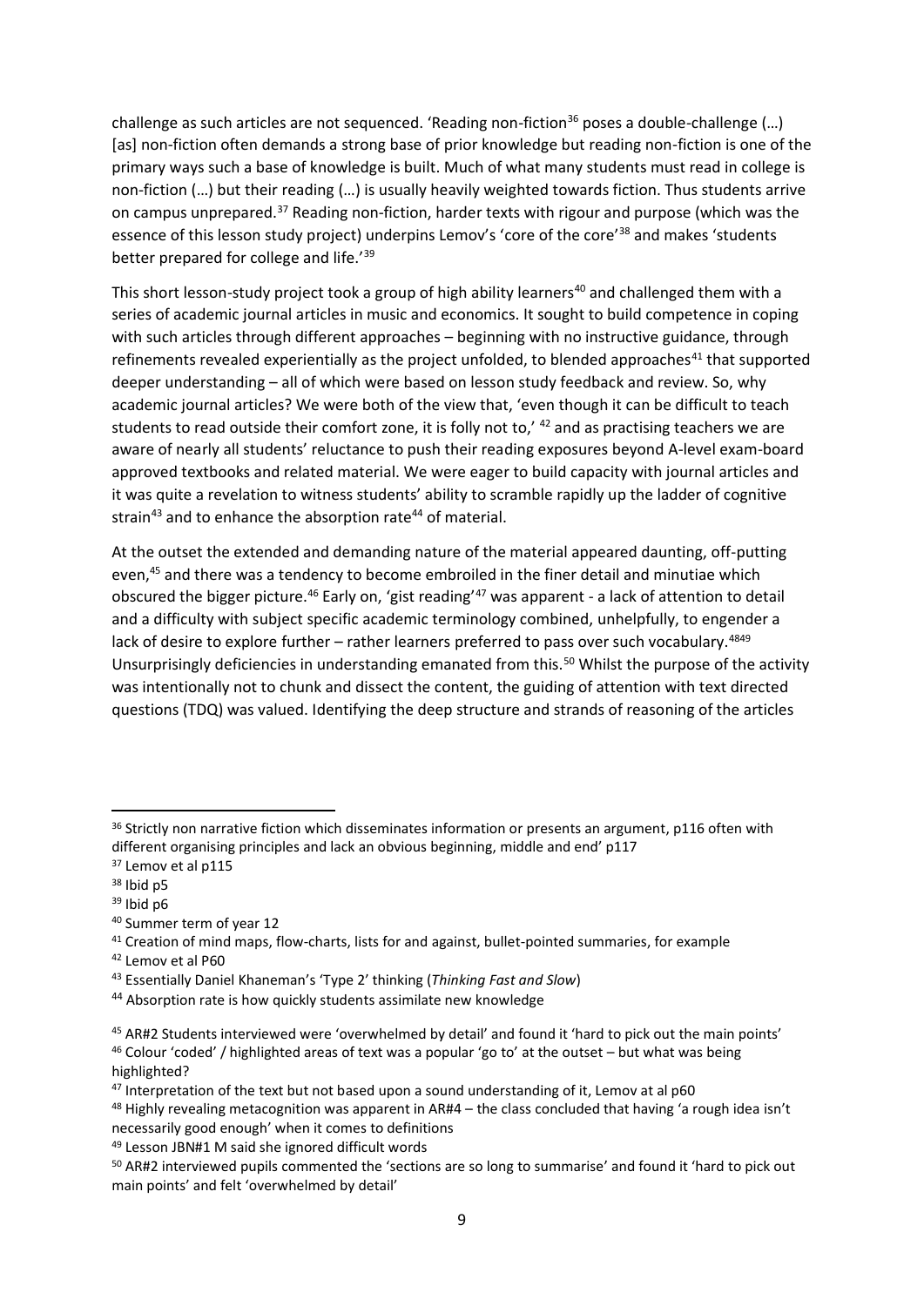challenge as such articles are not sequenced. 'Reading non-fiction[36] poses a double-challenge (…) [as] non-fiction often demands a strong base of prior knowledge but reading non-fiction is one of the primary ways such a base of knowledge is built. Much of what many students must read in college is non-fiction (…) but their reading (…) is usually heavily weighted towards fiction. Thus students arrive on campus unprepared.[37] Reading non-fiction, harder texts with rigour and purpose (which was the essence of this lesson study project) underpins Lemov's 'core of the core'[38] and makes 'students better prepared for college and life.'[39]

This short lesson-study project took a group of high ability learners[40] and challenged them with a series of academic journal articles in music and economics. It sought to build competence in coping with such articles through different approaches – beginning with no instructive guidance, through refinements revealed experientially as the project unfolded, to blended approaches[41] that supported deeper understanding – all of which were based on lesson study feedback and review. So, why academic journal articles? We were both of the view that, 'even though it can be difficult to teach students to read outside their comfort zone, it is folly not to,' [42] and as practising teachers we are aware of nearly all students' reluctance to push their reading exposures beyond A-level exam-board approved textbooks and related material. We were eager to build capacity with journal articles and it was quite a revelation to witness students' ability to scramble rapidly up the ladder of cognitive strain[43] and to enhance the absorption rate[44] of material.

At the outset the extended and demanding nature of the material appeared daunting, off-putting even,[45] and there was a tendency to become embroiled in the finer detail and minutiae which obscured the bigger picture.[46] Early on, 'gist reading'[47] was apparent - a lack of attention to detail and a difficulty with subject specific academic terminology combined, unhelpfully, to engender a lack of desire to explore further – rather learners preferred to pass over such vocabulary.[48][49] Unsurprisingly deficiencies in understanding emanated from this.[50] Whilst the purpose of the activity was intentionally not to chunk and dissect the content, the guiding of attention with text directed questions (TDQ) was valued. Identifying the deep structure and strands of reasoning of the articles

---

[36] Strictly non narrative fiction which disseminates information or presents an argument, p116 often with different organising principles and lack an obvious beginning, middle and end' p117

[37] Lemov et al p115

[38] Ibid p5

[39] Ibid p6

[40] Summer term of year 12

[41] Creation of mind maps, flow-charts, lists for and against, bullet-pointed summaries, for example

[42] Lemov et al P60

[43] Essentially Daniel Khaneman's 'Type 2' thinking (*Thinking Fast and Slow*)

[44] Absorption rate is how quickly students assimilate new knowledge

[45] AR#2 Students interviewed were 'overwhelmed by detail' and found it 'hard to pick out the main points'

[46] Colour 'coded' / highlighted areas of text was a popular 'go to' at the outset – but what was being highlighted?

[47] Interpretation of the text but not based upon a sound understanding of it, Lemov at al p60

[48] Highly revealing metacognition was apparent in AR#4 – the class concluded that having 'a rough idea isn't necessarily good enough' when it comes to definitions

[49] Lesson JBN#1 M said she ignored difficult words

[50] AR#2 interviewed pupils commented the 'sections are so long to summarise' and found it 'hard to pick out main points' and felt 'overwhelmed by detail'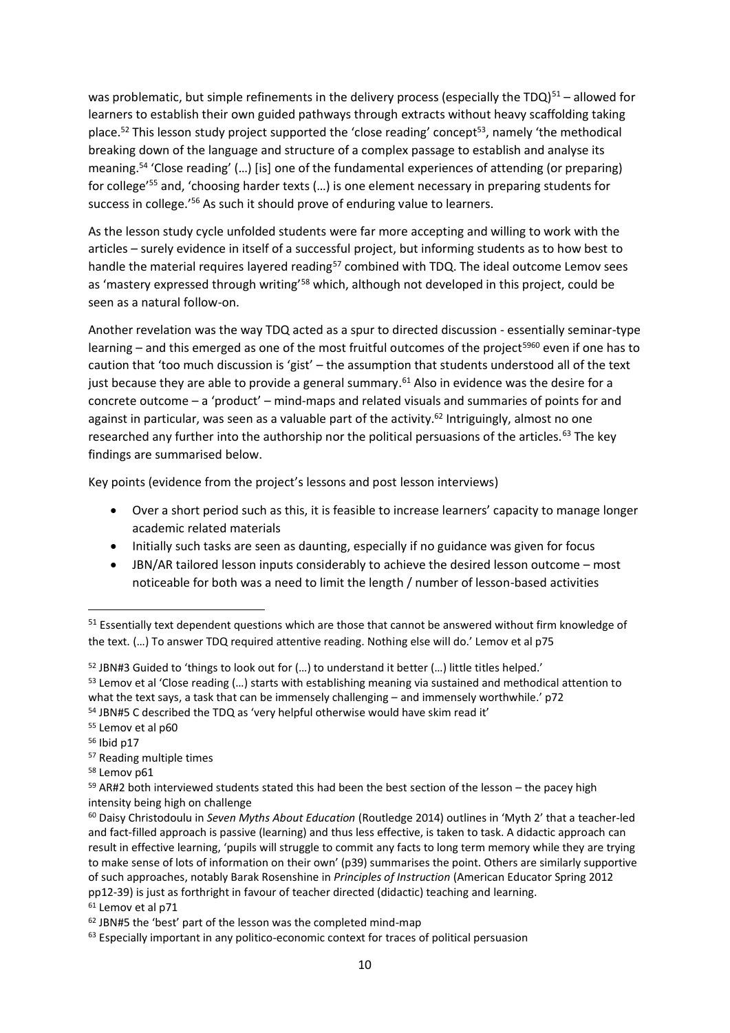was problematic, but simple refinements in the delivery process (especially the TDQ)[51] – allowed for learners to establish their own guided pathways through extracts without heavy scaffolding taking place.[52] This lesson study project supported the 'close reading' concept[53], namely 'the methodical breaking down of the language and structure of a complex passage to establish and analyse its meaning.[54] 'Close reading' (…) [is] one of the fundamental experiences of attending (or preparing) for college'[55] and, 'choosing harder texts (…) is one element necessary in preparing students for success in college.'[56] As such it should prove of enduring value to learners.

As the lesson study cycle unfolded students were far more accepting and willing to work with the articles – surely evidence in itself of a successful project, but informing students as to how best to handle the material requires layered reading[57] combined with TDQ. The ideal outcome Lemov sees as 'mastery expressed through writing'[58] which, although not developed in this project, could be seen as a natural follow-on.

Another revelation was the way TDQ acted as a spur to directed discussion - essentially seminar-type learning – and this emerged as one of the most fruitful outcomes of the project[59][60] even if one has to caution that 'too much discussion is 'gist' – the assumption that students understood all of the text just because they are able to provide a general summary.[61] Also in evidence was the desire for a concrete outcome – a 'product' – mind-maps and related visuals and summaries of points for and against in particular, was seen as a valuable part of the activity.[62] Intriguingly, almost no one researched any further into the authorship nor the political persuasions of the articles.[63] The key findings are summarised below.

Key points (evidence from the project's lessons and post lesson interviews)

- Over a short period such as this, it is feasible to increase learners' capacity to manage longer academic related materials
- Initially such tasks are seen as daunting, especially if no guidance was given for focus
- JBN/AR tailored lesson inputs considerably to achieve the desired lesson outcome – most noticeable for both was a need to limit the length / number of lesson-based activities

---

[51] Essentially text dependent questions which are those that cannot be answered without firm knowledge of the text. (…) To answer TDQ required attentive reading. Nothing else will do.' Lemov et al p75

[52] JBN#3 Guided to 'things to look out for (…) to understand it better (…) little titles helped.'

[53] Lemov et al 'Close reading (…) starts with establishing meaning via sustained and methodical attention to what the text says, a task that can be immensely challenging – and immensely worthwhile.' p72

[54] JBN#5 C described the TDQ as 'very helpful otherwise would have skim read it'

[55] Lemov et al p60

[56] Ibid p17

[57] Reading multiple times

[58] Lemov p61

[59] AR#2 both interviewed students stated this had been the best section of the lesson – the pacey high intensity being high on challenge

[60] Daisy Christodoulu in *Seven Myths About Education* (Routledge 2014) outlines in 'Myth 2' that a teacher-led and fact-filled approach is passive (learning) and thus less effective, is taken to task. A didactic approach can result in effective learning, 'pupils will struggle to commit any facts to long term memory while they are trying to make sense of lots of information on their own' (p39) summarises the point. Others are similarly supportive of such approaches, notably Barak Rosenshine in *Principles of Instruction* (American Educator Spring 2012 pp12-39) is just as forthright in favour of teacher directed (didactic) teaching and learning.

[61] Lemov et al p71

[62] JBN#5 the 'best' part of the lesson was the completed mind-map

[63] Especially important in any politico-economic context for traces of political persuasion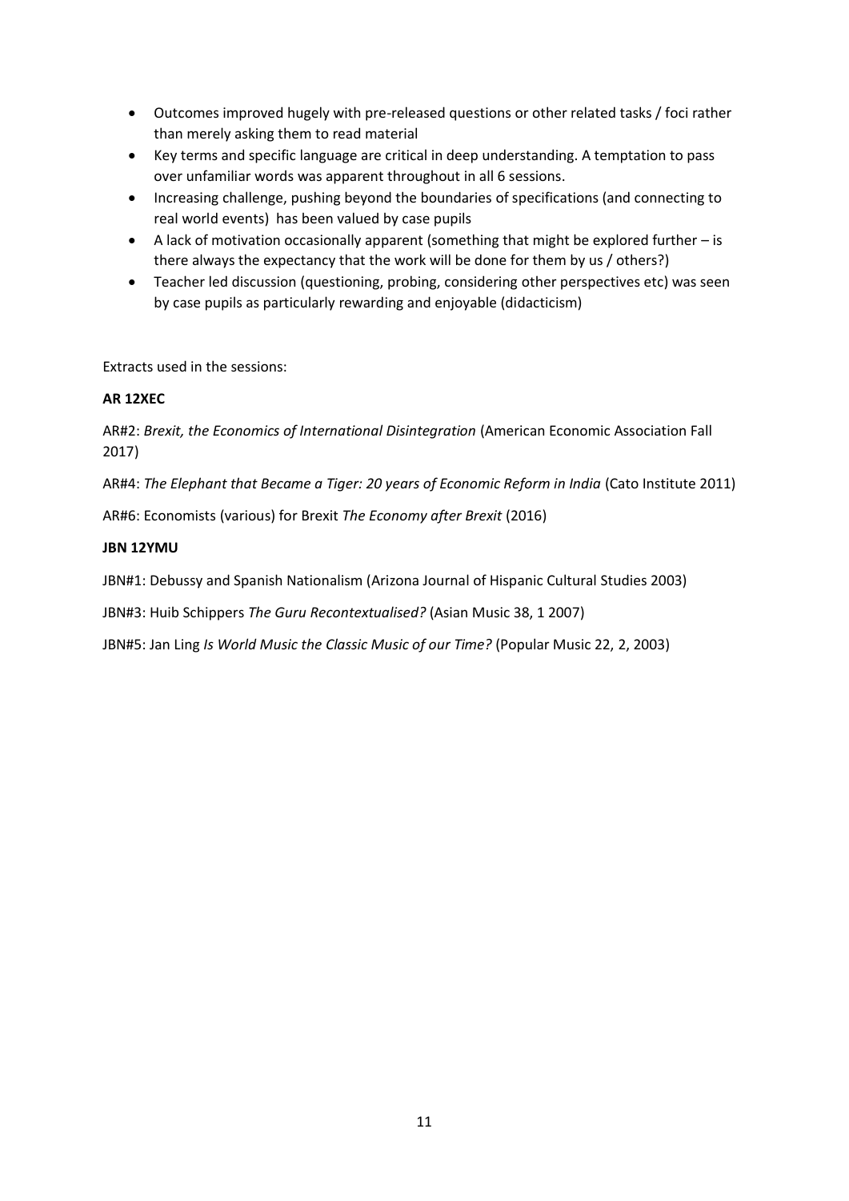- Outcomes improved hugely with pre-released questions or other related tasks / foci rather than merely asking them to read material
- Key terms and specific language are critical in deep understanding. A temptation to pass over unfamiliar words was apparent throughout in all 6 sessions.
- Increasing challenge, pushing beyond the boundaries of specifications (and connecting to real world events) has been valued by case pupils
- A lack of motivation occasionally apparent (something that might be explored further – is there always the expectancy that the work will be done for them by us / others?)
- Teacher led discussion (questioning, probing, considering other perspectives etc) was seen by case pupils as particularly rewarding and enjoyable (didacticism)

Extracts used in the sessions:

**AR 12XEC**

AR#2: *Brexit, the Economics of International Disintegration* (American Economic Association Fall 2017)

AR#4: *The Elephant that Became a Tiger: 20 years of Economic Reform in India* (Cato Institute 2011)

AR#6: Economists (various) for Brexit *The Economy after Brexit* (2016)

**JBN 12YMU**

JBN#1: Debussy and Spanish Nationalism (Arizona Journal of Hispanic Cultural Studies 2003)

JBN#3: Huib Schippers *The Guru Recontextualised?* (Asian Music 38, 1 2007)

JBN#5: Jan Ling *Is World Music the Classic Music of our Time?* (Popular Music 22, 2, 2003)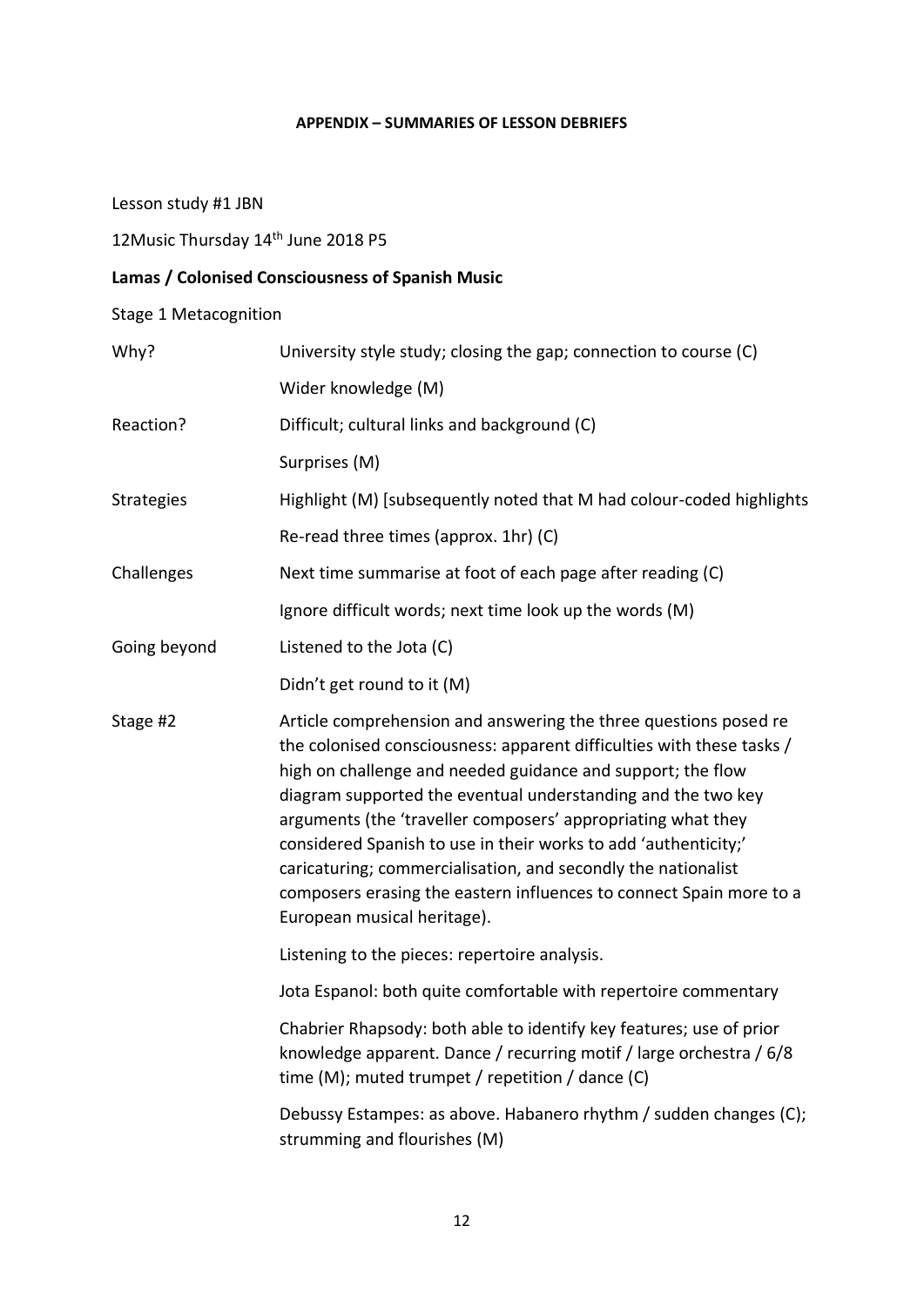**APPENDIX – SUMMARIES OF LESSON DEBRIEFS**

Lesson study #1 JBN

12Music Thursday 14th June 2018 P5

**Lamas / Colonised Consciousness of Spanish Music**

Stage 1 Metacognition

| | |
|---|---|
| Why? | University style study; closing the gap; connection to course (C) |
| | Wider knowledge (M) |
| Reaction? | Difficult; cultural links and background (C) |
| | Surprises (M) |
| Strategies | Highlight (M) [subsequently noted that M had colour-coded highlights |
| | Re-read three times (approx. 1hr) (C) |
| Challenges | Next time summarise at foot of each page after reading (C) |
| | Ignore difficult words; next time look up the words (M) |
| Going beyond | Listened to the Jota (C) |
| | Didn't get round to it (M) |
| Stage #2 | Article comprehension and answering the three questions posed re the colonised consciousness: apparent difficulties with these tasks / high on challenge and needed guidance and support; the flow diagram supported the eventual understanding and the two key arguments (the 'traveller composers' appropriating what they considered Spanish to use in their works to add 'authenticity;' caricaturing; commercialisation, and secondly the nationalist composers erasing the eastern influences to connect Spain more to a European musical heritage). |
| | Listening to the pieces: repertoire analysis. |
| | Jota Espanol: both quite comfortable with repertoire commentary |
| | Chabrier Rhapsody: both able to identify key features; use of prior knowledge apparent. Dance / recurring motif / large orchestra / 6/8 time (M); muted trumpet / repetition / dance (C) |
| | Debussy Estampes: as above. Habanero rhythm / sudden changes (C); strumming and flourishes (M) |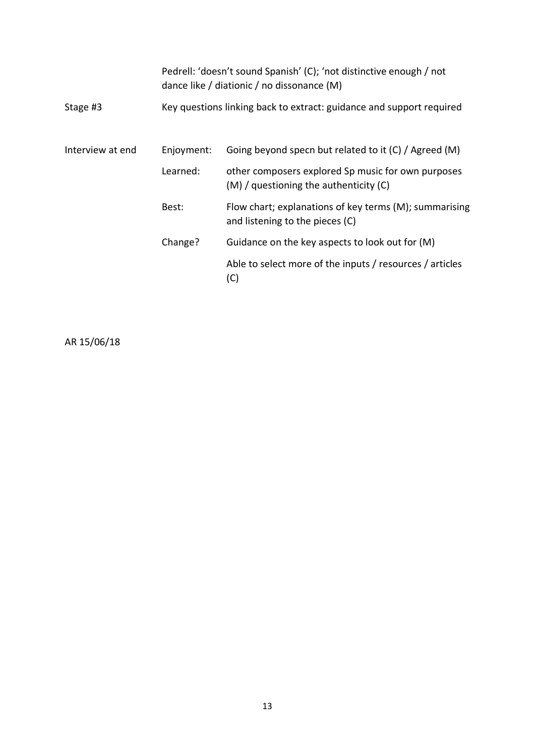| | | |
|---|---|---|
| | Pedrell: 'doesn't sound Spanish' (C); 'not distinctive enough / not dance like / diationic / no dissonance (M) | |
| Stage #3 | Key questions linking back to extract: guidance and support required | |
| Interview at end | Enjoyment: | Going beyond specn but related to it (C) / Agreed (M) |
| | Learned: | other composers explored Sp music for own purposes (M) / questioning the authenticity (C) |
| | Best: | Flow chart; explanations of key terms (M); summarising and listening to the pieces (C) |
| | Change? | Guidance on the key aspects to look out for (M) |
| | | Able to select more of the inputs / resources / articles (C) |

AR 15/06/18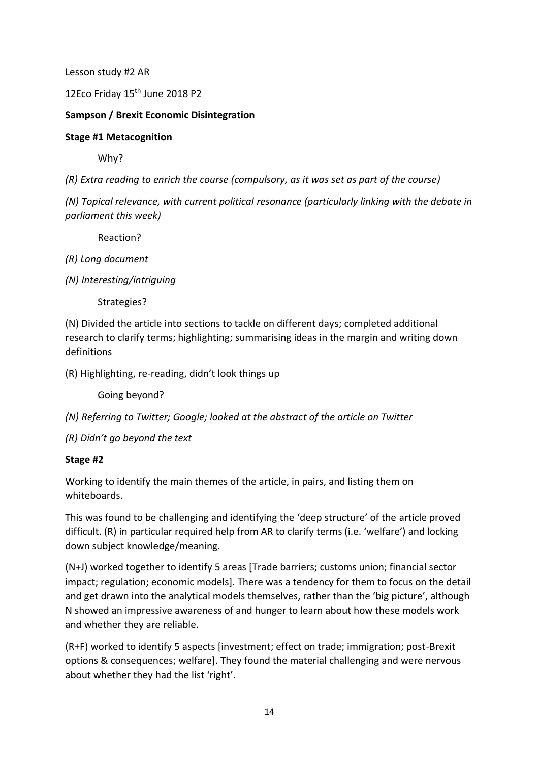Lesson study #2 AR

12Eco Friday 15th June 2018 P2

**Sampson / Brexit Economic Disintegration**

**Stage #1 Metacognition**

Why?

*(R) Extra reading to enrich the course (compulsory, as it was set as part of the course)*

*(N) Topical relevance, with current political resonance (particularly linking with the debate in parliament this week)*

Reaction?

*(R) Long document*

*(N) Interesting/intriguing*

Strategies?

(N) Divided the article into sections to tackle on different days; completed additional research to clarify terms; highlighting; summarising ideas in the margin and writing down definitions

(R) Highlighting, re-reading, didn't look things up

Going beyond?

*(N) Referring to Twitter; Google; looked at the abstract of the article on Twitter*

*(R) Didn't go beyond the text*

**Stage #2**

Working to identify the main themes of the article, in pairs, and listing them on whiteboards.

This was found to be challenging and identifying the 'deep structure' of the article proved difficult. (R) in particular required help from AR to clarify terms (i.e. 'welfare') and locking down subject knowledge/meaning.

(N+J) worked together to identify 5 areas [Trade barriers; customs union; financial sector impact; regulation; economic models]. There was a tendency for them to focus on the detail and get drawn into the analytical models themselves, rather than the 'big picture', although N showed an impressive awareness of and hunger to learn about how these models work and whether they are reliable.

(R+F) worked to identify 5 aspects [investment; effect on trade; immigration; post-Brexit options & consequences; welfare]. They found the material challenging and were nervous about whether they had the list 'right'.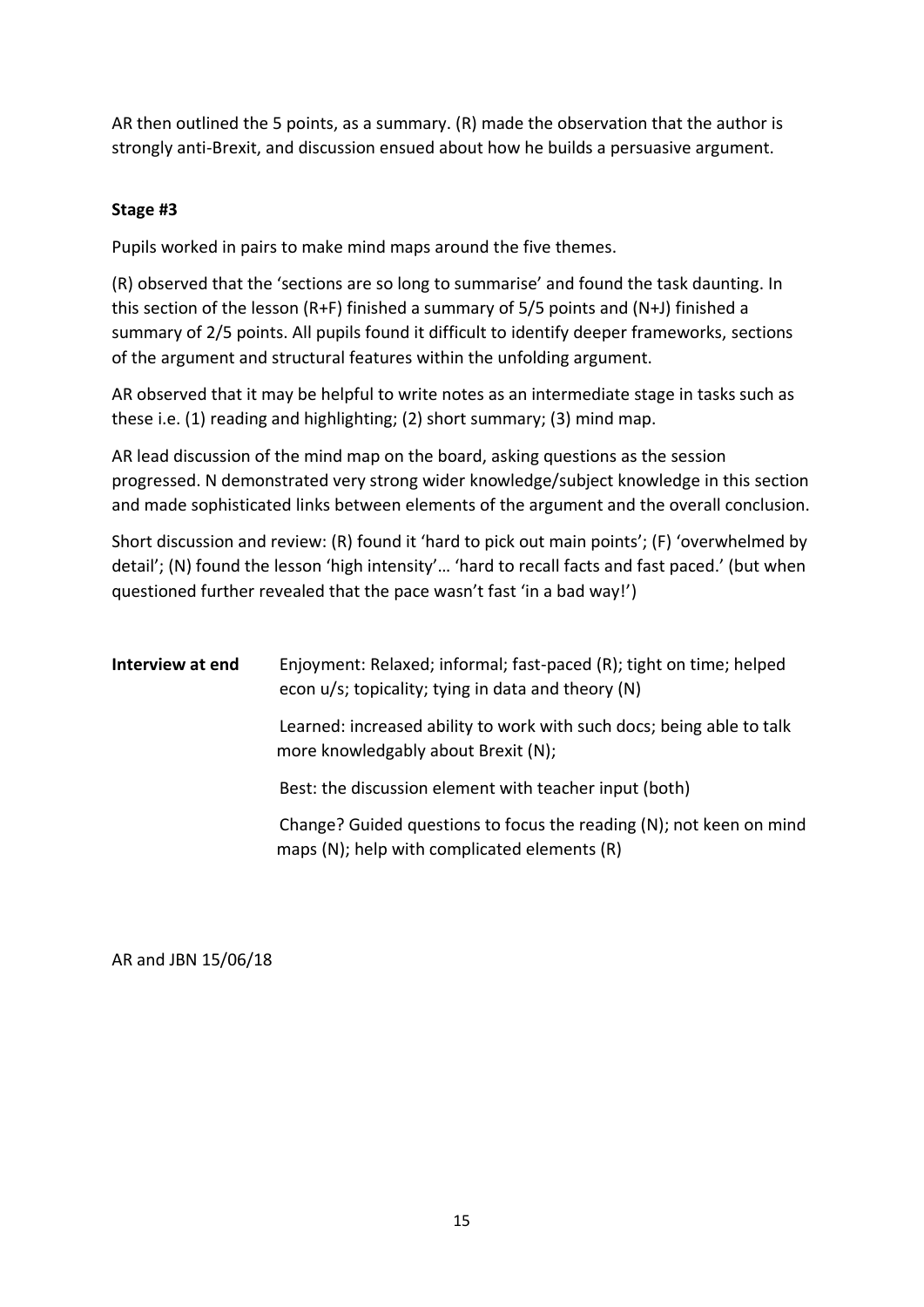AR then outlined the 5 points, as a summary. (R) made the observation that the author is strongly anti-Brexit, and discussion ensued about how he builds a persuasive argument.

**Stage #3**

Pupils worked in pairs to make mind maps around the five themes.

(R) observed that the 'sections are so long to summarise' and found the task daunting. In this section of the lesson (R+F) finished a summary of 5/5 points and (N+J) finished a summary of 2/5 points. All pupils found it difficult to identify deeper frameworks, sections of the argument and structural features within the unfolding argument.

AR observed that it may be helpful to write notes as an intermediate stage in tasks such as these i.e. (1) reading and highlighting; (2) short summary; (3) mind map.

AR lead discussion of the mind map on the board, asking questions as the session progressed. N demonstrated very strong wider knowledge/subject knowledge in this section and made sophisticated links between elements of the argument and the overall conclusion.

Short discussion and review: (R) found it 'hard to pick out main points'; (F) 'overwhelmed by detail'; (N) found the lesson 'high intensity'… 'hard to recall facts and fast paced.' (but when questioned further revealed that the pace wasn't fast 'in a bad way!')

| | |
|---|---|
| **Interview at end** | Enjoyment: Relaxed; informal; fast-paced (R); tight on time; helped econ u/s; topicality; tying in data and theory (N) |
| | Learned: increased ability to work with such docs; being able to talk more knowledgably about Brexit (N); |
| | Best: the discussion element with teacher input (both) |
| | Change? Guided questions to focus the reading (N); not keen on mind maps (N); help with complicated elements (R) |

AR and JBN 15/06/18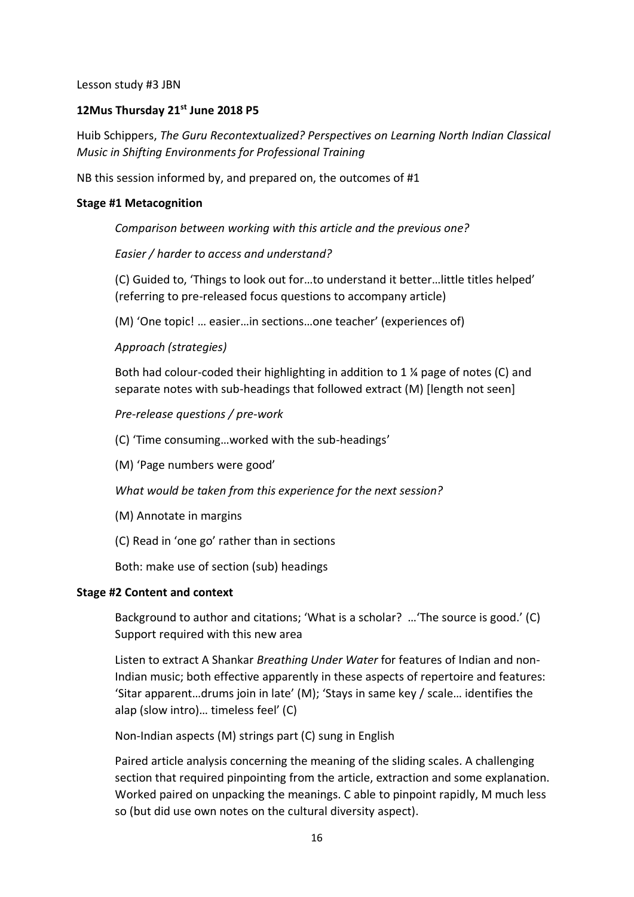Lesson study #3 JBN

**12Mus Thursday 21st June 2018 P5**

Huib Schippers, *The Guru Recontextualized? Perspectives on Learning North Indian Classical Music in Shifting Environments for Professional Training*

NB this session informed by, and prepared on, the outcomes of #1

**Stage #1 Metacognition**

*Comparison between working with this article and the previous one?*

*Easier / harder to access and understand?*

(C) Guided to, 'Things to look out for…to understand it better…little titles helped' (referring to pre-released focus questions to accompany article)

(M) 'One topic! … easier…in sections…one teacher' (experiences of)

*Approach (strategies)*

Both had colour-coded their highlighting in addition to 1 ¼ page of notes (C) and separate notes with sub-headings that followed extract (M) [length not seen]

*Pre-release questions / pre-work*

(C) 'Time consuming…worked with the sub-headings'

(M) 'Page numbers were good'

*What would be taken from this experience for the next session?*

(M) Annotate in margins

(C) Read in 'one go' rather than in sections

Both: make use of section (sub) headings

**Stage #2 Content and context**

Background to author and citations; 'What is a scholar? …'The source is good.' (C) Support required with this new area

Listen to extract A Shankar *Breathing Under Water* for features of Indian and non-Indian music; both effective apparently in these aspects of repertoire and features: 'Sitar apparent…drums join in late' (M); 'Stays in same key / scale… identifies the alap (slow intro)… timeless feel' (C)

Non-Indian aspects (M) strings part (C) sung in English

Paired article analysis concerning the meaning of the sliding scales. A challenging section that required pinpointing from the article, extraction and some explanation. Worked paired on unpacking the meanings. C able to pinpoint rapidly, M much less so (but did use own notes on the cultural diversity aspect).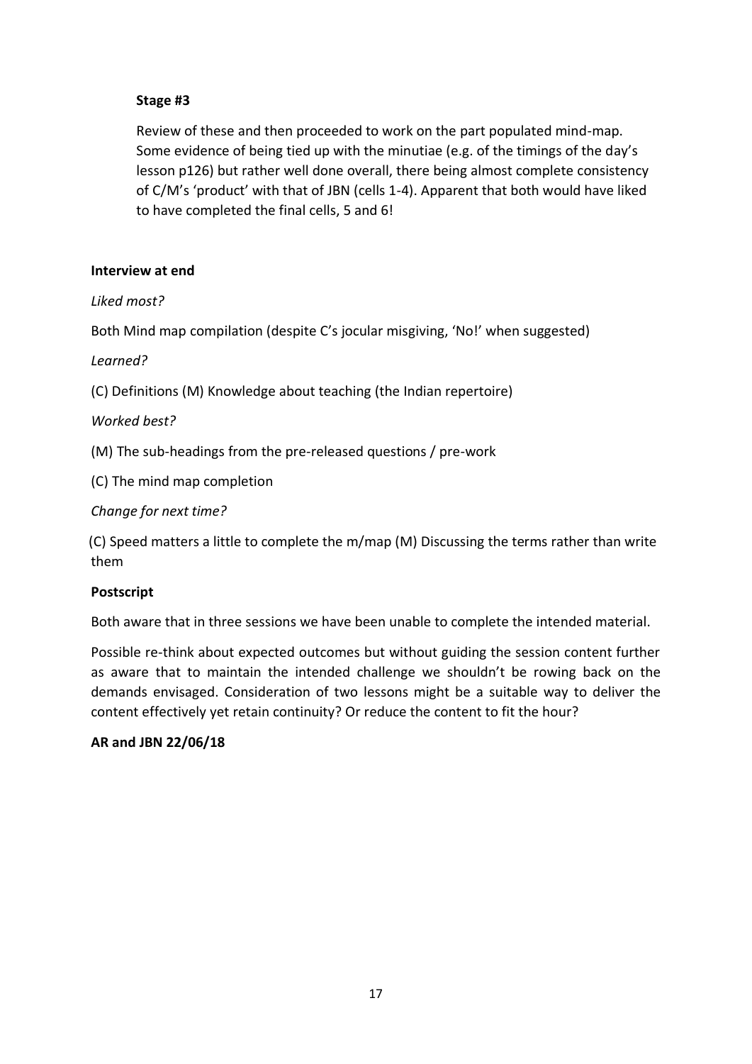**Stage #3**

Review of these and then proceeded to work on the part populated mind-map. Some evidence of being tied up with the minutiae (e.g. of the timings of the day's lesson p126) but rather well done overall, there being almost complete consistency of C/M's 'product' with that of JBN (cells 1-4). Apparent that both would have liked to have completed the final cells, 5 and 6!

**Interview at end**

*Liked most?*

Both Mind map compilation (despite C's jocular misgiving, 'No!' when suggested)

*Learned?*

(C) Definitions (M) Knowledge about teaching (the Indian repertoire)

*Worked best?*

(M) The sub-headings from the pre-released questions / pre-work

(C) The mind map completion

*Change for next time?*

(C) Speed matters a little to complete the m/map (M) Discussing the terms rather than write them

**Postscript**

Both aware that in three sessions we have been unable to complete the intended material.

Possible re-think about expected outcomes but without guiding the session content further as aware that to maintain the intended challenge we shouldn't be rowing back on the demands envisaged. Consideration of two lessons might be a suitable way to deliver the content effectively yet retain continuity? Or reduce the content to fit the hour?

**AR and JBN 22/06/18**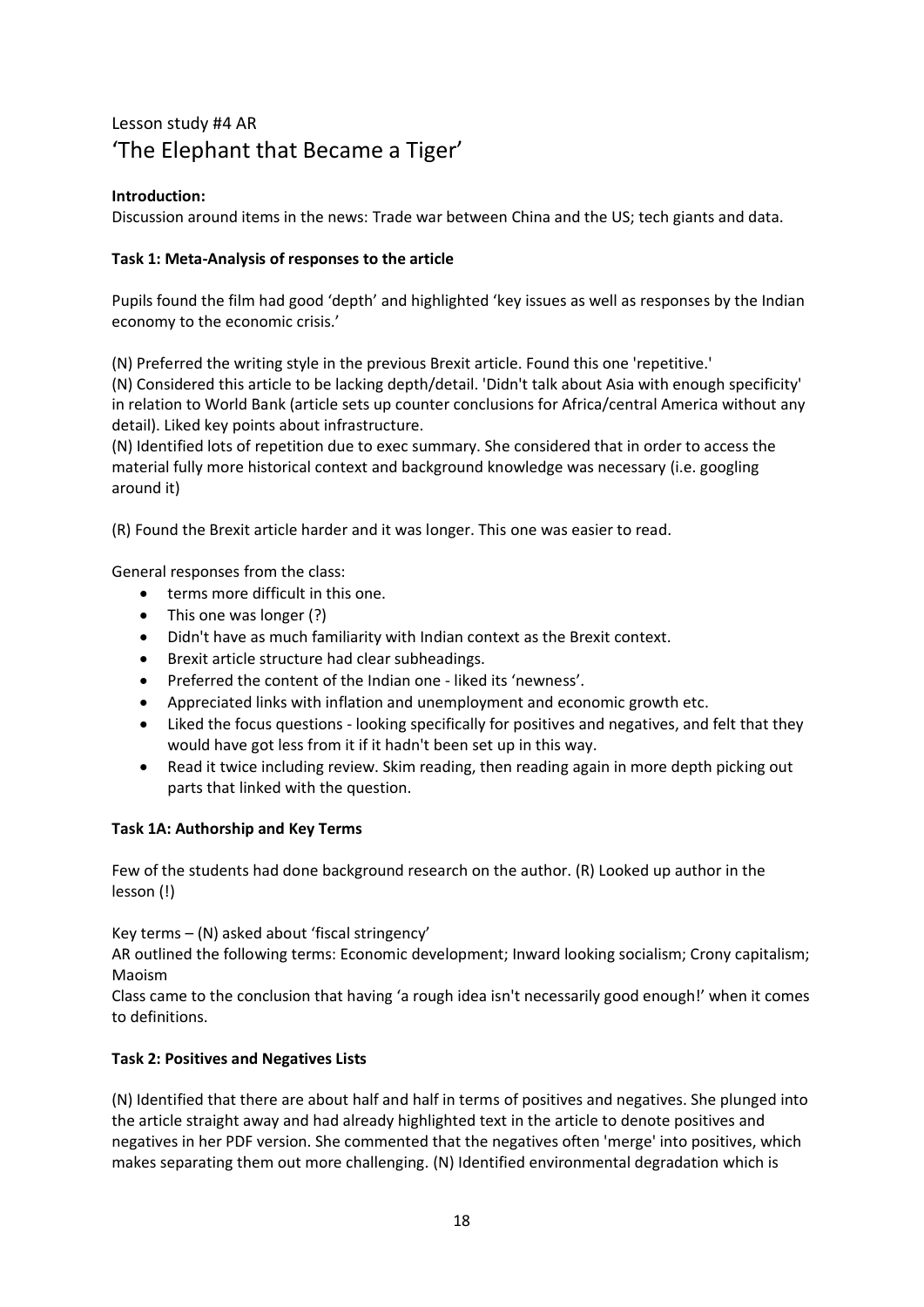Lesson study #4 AR

# 'The Elephant that Became a Tiger'

**Introduction:**

Discussion around items in the news: Trade war between China and the US; tech giants and data.

**Task 1: Meta-Analysis of responses to the article**

Pupils found the film had good 'depth' and highlighted 'key issues as well as responses by the Indian economy to the economic crisis.'

(N) Preferred the writing style in the previous Brexit article. Found this one 'repetitive.'

(N) Considered this article to be lacking depth/detail. 'Didn't talk about Asia with enough specificity' in relation to World Bank (article sets up counter conclusions for Africa/central America without any detail). Liked key points about infrastructure.

(N) Identified lots of repetition due to exec summary. She considered that in order to access the material fully more historical context and background knowledge was necessary (i.e. googling around it)

(R) Found the Brexit article harder and it was longer. This one was easier to read.

General responses from the class:

- terms more difficult in this one.
- This one was longer (?)
- Didn't have as much familiarity with Indian context as the Brexit context.
- Brexit article structure had clear subheadings.
- Preferred the content of the Indian one - liked its 'newness'.
- Appreciated links with inflation and unemployment and economic growth etc.
- Liked the focus questions - looking specifically for positives and negatives, and felt that they would have got less from it if it hadn't been set up in this way.
- Read it twice including review. Skim reading, then reading again in more depth picking out parts that linked with the question.

**Task 1A: Authorship and Key Terms**

Few of the students had done background research on the author. (R) Looked up author in the lesson (!)

Key terms – (N) asked about 'fiscal stringency'

AR outlined the following terms: Economic development; Inward looking socialism; Crony capitalism; Maoism

Class came to the conclusion that having 'a rough idea isn't necessarily good enough!' when it comes to definitions.

**Task 2: Positives and Negatives Lists**

(N) Identified that there are about half and half in terms of positives and negatives. She plunged into the article straight away and had already highlighted text in the article to denote positives and negatives in her PDF version. She commented that the negatives often 'merge' into positives, which makes separating them out more challenging. (N) Identified environmental degradation which is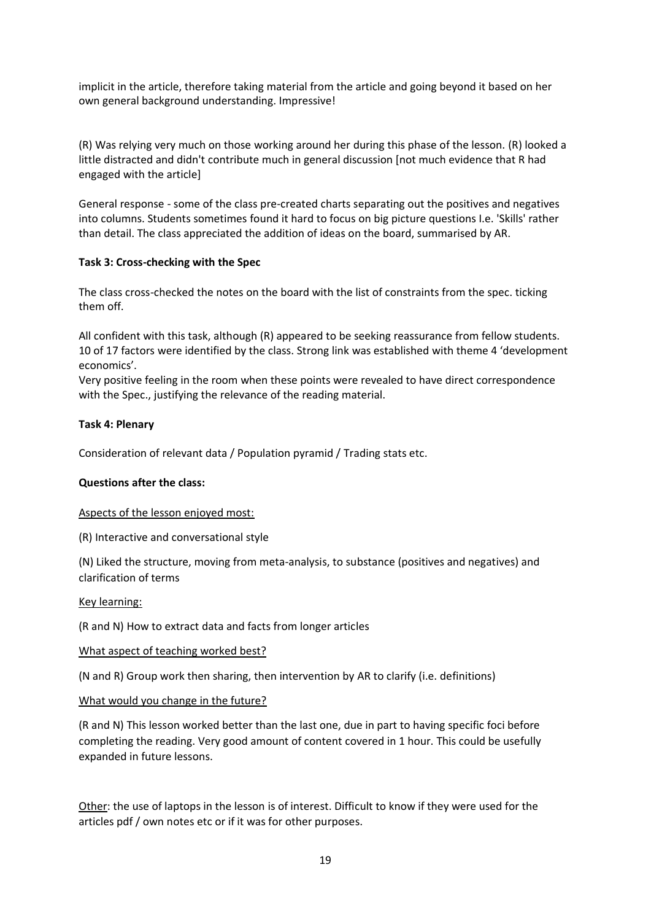implicit in the article, therefore taking material from the article and going beyond it based on her own general background understanding. Impressive!

(R) Was relying very much on those working around her during this phase of the lesson. (R) looked a little distracted and didn't contribute much in general discussion [not much evidence that R had engaged with the article]

General response - some of the class pre-created charts separating out the positives and negatives into columns. Students sometimes found it hard to focus on big picture questions I.e. 'Skills' rather than detail. The class appreciated the addition of ideas on the board, summarised by AR.

**Task 3: Cross-checking with the Spec**

The class cross-checked the notes on the board with the list of constraints from the spec. ticking them off.

All confident with this task, although (R) appeared to be seeking reassurance from fellow students. 10 of 17 factors were identified by the class. Strong link was established with theme 4 'development economics'.
Very positive feeling in the room when these points were revealed to have direct correspondence with the Spec., justifying the relevance of the reading material.

**Task 4: Plenary**

Consideration of relevant data / Population pyramid / Trading stats etc.

**Questions after the class:**

Aspects of the lesson enjoyed most:

(R) Interactive and conversational style

(N) Liked the structure, moving from meta-analysis, to substance (positives and negatives) and clarification of terms

Key learning:

(R and N) How to extract data and facts from longer articles

What aspect of teaching worked best?

(N and R) Group work then sharing, then intervention by AR to clarify (i.e. definitions)

What would you change in the future?

(R and N) This lesson worked better than the last one, due in part to having specific foci before completing the reading. Very good amount of content covered in 1 hour. This could be usefully expanded in future lessons.

Other: the use of laptops in the lesson is of interest. Difficult to know if they were used for the articles pdf / own notes etc or if it was for other purposes.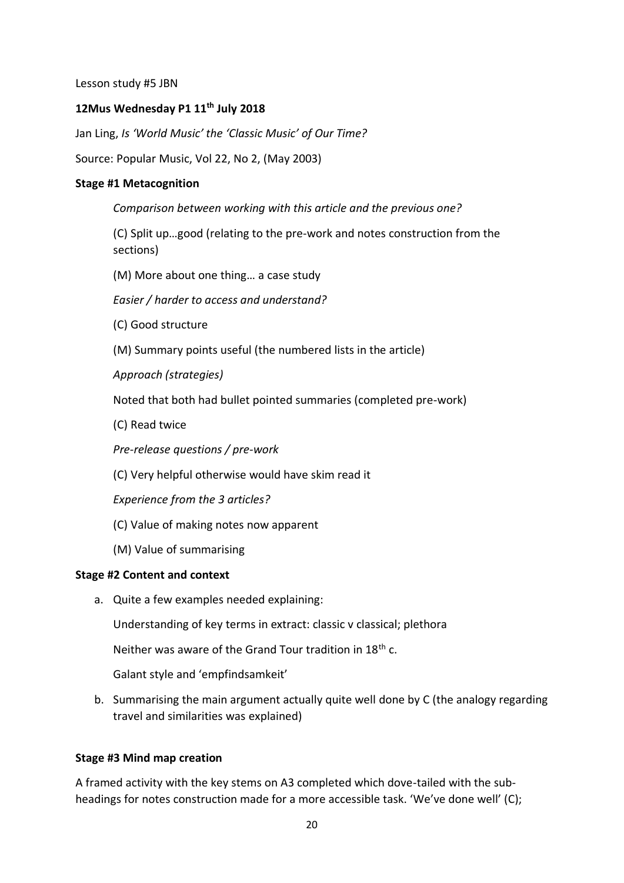Lesson study #5 JBN

**12Mus Wednesday P1 11th July 2018**

Jan Ling, *Is 'World Music' the 'Classic Music' of Our Time?*

Source: Popular Music, Vol 22, No 2, (May 2003)

**Stage #1 Metacognition**

*Comparison between working with this article and the previous one?*

(C) Split up…good (relating to the pre-work and notes construction from the sections)

(M) More about one thing… a case study

*Easier / harder to access and understand?*

(C) Good structure

(M) Summary points useful (the numbered lists in the article)

*Approach (strategies)*

Noted that both had bullet pointed summaries (completed pre-work)

(C) Read twice

*Pre-release questions / pre-work*

(C) Very helpful otherwise would have skim read it

*Experience from the 3 articles?*

(C) Value of making notes now apparent

(M) Value of summarising

**Stage #2 Content and context**

a. Quite a few examples needed explaining:

   Understanding of key terms in extract: classic v classical; plethora

   Neither was aware of the Grand Tour tradition in 18th c.

   Galant style and 'empfindsamkeit'

b. Summarising the main argument actually quite well done by C (the analogy regarding travel and similarities was explained)

**Stage #3 Mind map creation**

A framed activity with the key stems on A3 completed which dove-tailed with the sub-headings for notes construction made for a more accessible task. 'We've done well' (C);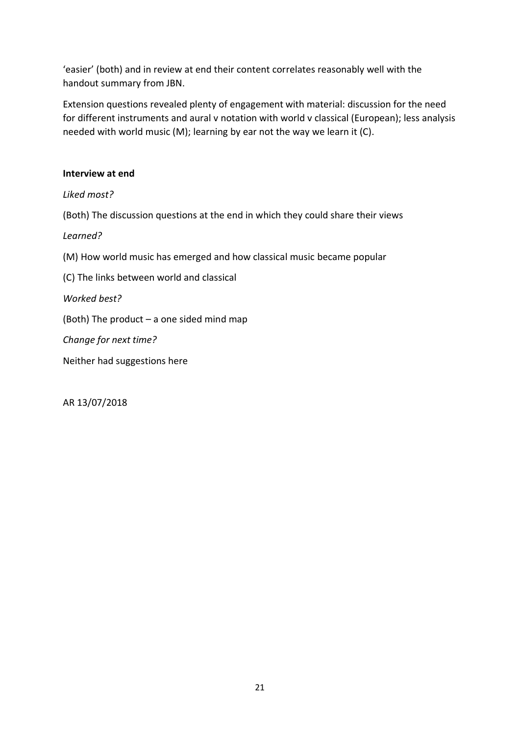'easier' (both) and in review at end their content correlates reasonably well with the handout summary from JBN.

Extension questions revealed plenty of engagement with material: discussion for the need for different instruments and aural v notation with world v classical (European); less analysis needed with world music (M); learning by ear not the way we learn it (C).

**Interview at end**

*Liked most?*

(Both) The discussion questions at the end in which they could share their views

*Learned?*

(M) How world music has emerged and how classical music became popular

(C) The links between world and classical

*Worked best?*

(Both) The product – a one sided mind map

*Change for next time?*

Neither had suggestions here

AR 13/07/2018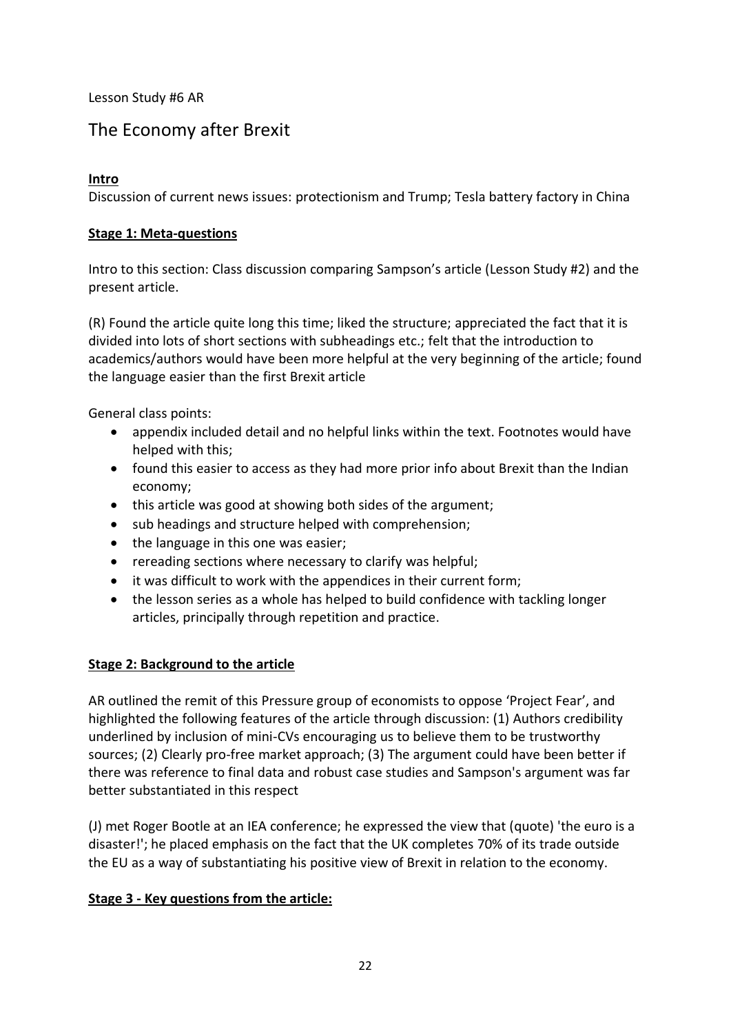Lesson Study #6 AR

# The Economy after Brexit

**Intro**

Discussion of current news issues: protectionism and Trump; Tesla battery factory in China

**Stage 1: Meta-questions**

Intro to this section: Class discussion comparing Sampson's article (Lesson Study #2) and the present article.

(R) Found the article quite long this time; liked the structure; appreciated the fact that it is divided into lots of short sections with subheadings etc.; felt that the introduction to academics/authors would have been more helpful at the very beginning of the article; found the language easier than the first Brexit article

General class points:

- appendix included detail and no helpful links within the text. Footnotes would have helped with this;
- found this easier to access as they had more prior info about Brexit than the Indian economy;
- this article was good at showing both sides of the argument;
- sub headings and structure helped with comprehension;
- the language in this one was easier;
- rereading sections where necessary to clarify was helpful;
- it was difficult to work with the appendices in their current form;
- the lesson series as a whole has helped to build confidence with tackling longer articles, principally through repetition and practice.

**Stage 2: Background to the article**

AR outlined the remit of this Pressure group of economists to oppose 'Project Fear', and highlighted the following features of the article through discussion: (1) Authors credibility underlined by inclusion of mini-CVs encouraging us to believe them to be trustworthy sources; (2) Clearly pro-free market approach; (3) The argument could have been better if there was reference to final data and robust case studies and Sampson's argument was far better substantiated in this respect

(J) met Roger Bootle at an IEA conference; he expressed the view that (quote) 'the euro is a disaster!'; he placed emphasis on the fact that the UK completes 70% of its trade outside the EU as a way of substantiating his positive view of Brexit in relation to the economy.

**Stage 3 - Key questions from the article:**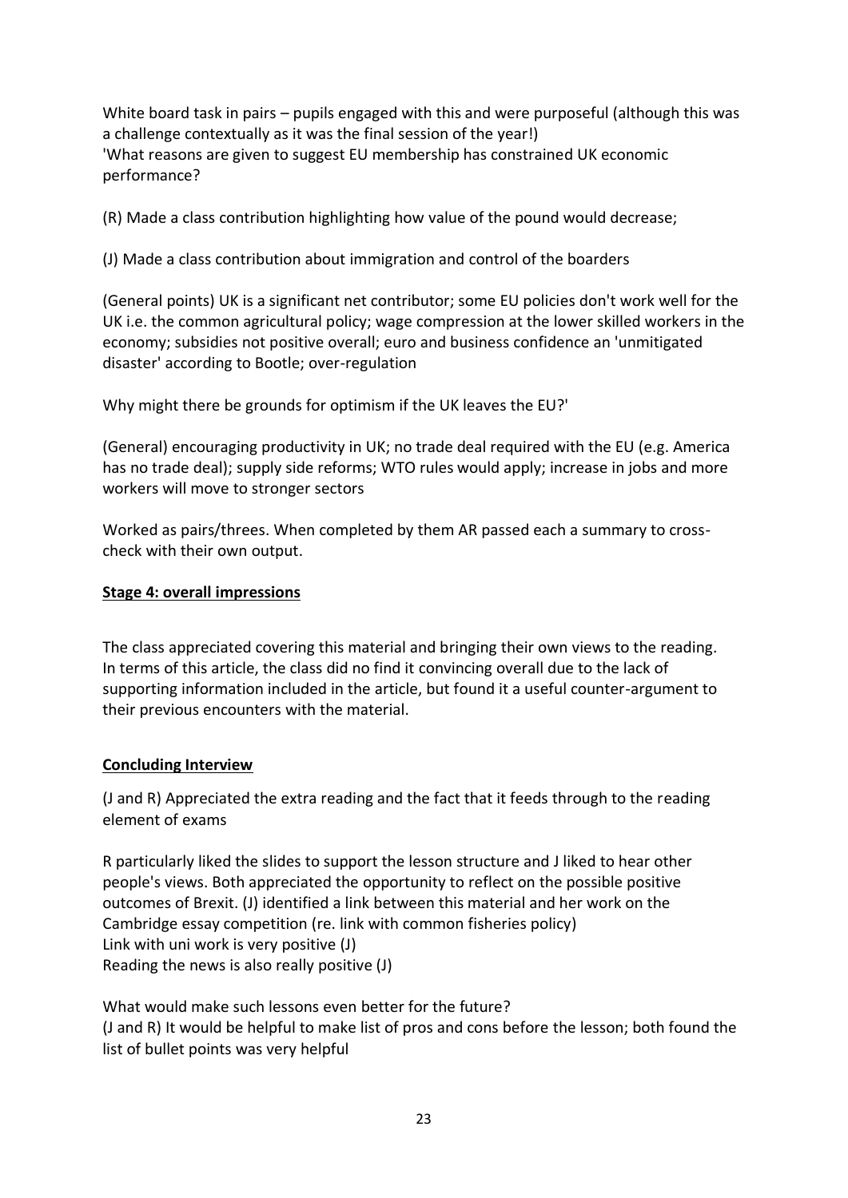White board task in pairs – pupils engaged with this and were purposeful (although this was a challenge contextually as it was the final session of the year!)
'What reasons are given to suggest EU membership has constrained UK economic performance?

(R) Made a class contribution highlighting how value of the pound would decrease;

(J) Made a class contribution about immigration and control of the boarders

(General points) UK is a significant net contributor; some EU policies don't work well for the UK i.e. the common agricultural policy; wage compression at the lower skilled workers in the economy; subsidies not positive overall; euro and business confidence an 'unmitigated disaster' according to Bootle; over-regulation

Why might there be grounds for optimism if the UK leaves the EU?'

(General) encouraging productivity in UK; no trade deal required with the EU (e.g. America has no trade deal); supply side reforms; WTO rules would apply; increase in jobs and more workers will move to stronger sectors

Worked as pairs/threes. When completed by them AR passed each a summary to cross-check with their own output.

**<u>Stage 4: overall impressions</u>**

The class appreciated covering this material and bringing their own views to the reading. In terms of this article, the class did no find it convincing overall due to the lack of supporting information included in the article, but found it a useful counter-argument to their previous encounters with the material.

**<u>Concluding Interview</u>**

(J and R) Appreciated the extra reading and the fact that it feeds through to the reading element of exams

R particularly liked the slides to support the lesson structure and J liked to hear other people's views. Both appreciated the opportunity to reflect on the possible positive outcomes of Brexit. (J) identified a link between this material and her work on the Cambridge essay competition (re. link with common fisheries policy)
Link with uni work is very positive (J)
Reading the news is also really positive (J)

What would make such lessons even better for the future?
(J and R) It would be helpful to make list of pros and cons before the lesson; both found the list of bullet points was very helpful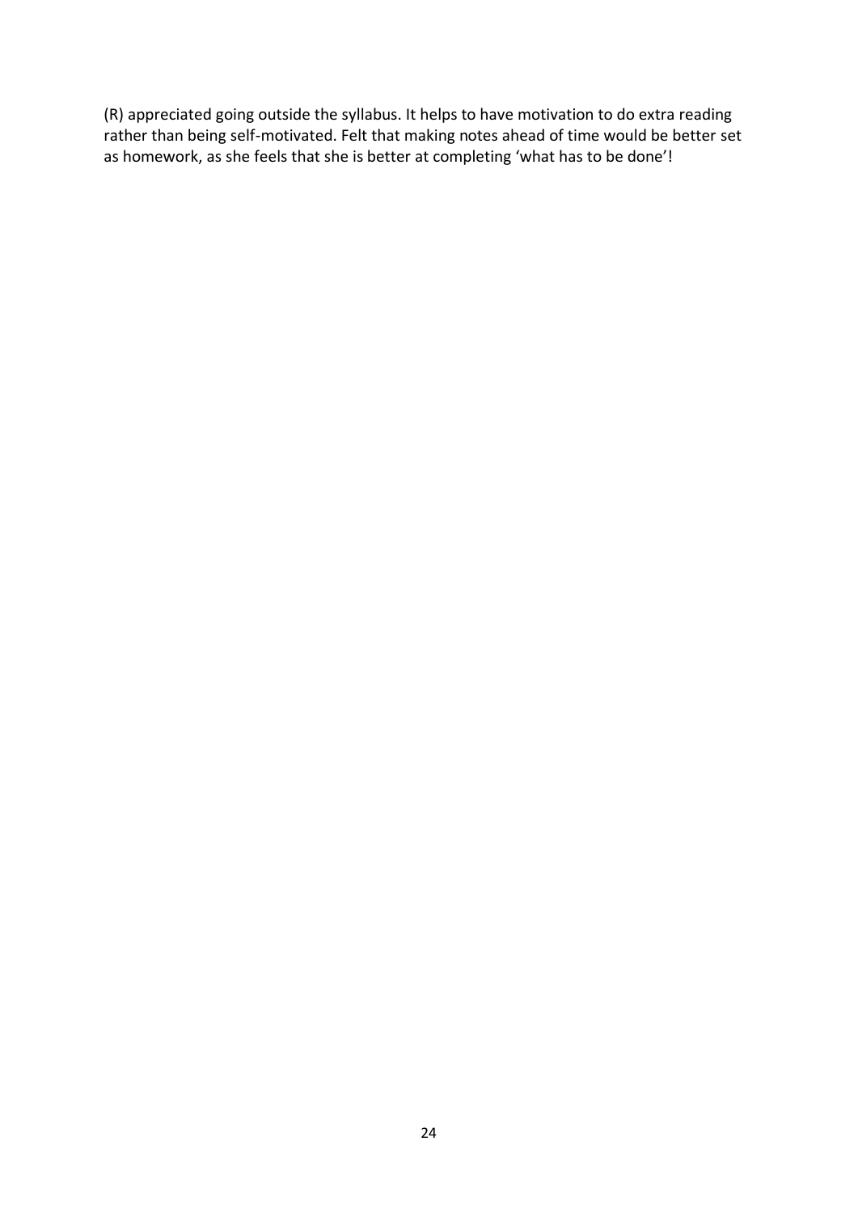(R) appreciated going outside the syllabus. It helps to have motivation to do extra reading rather than being self-motivated. Felt that making notes ahead of time would be better set as homework, as she feels that she is better at completing 'what has to be done'!